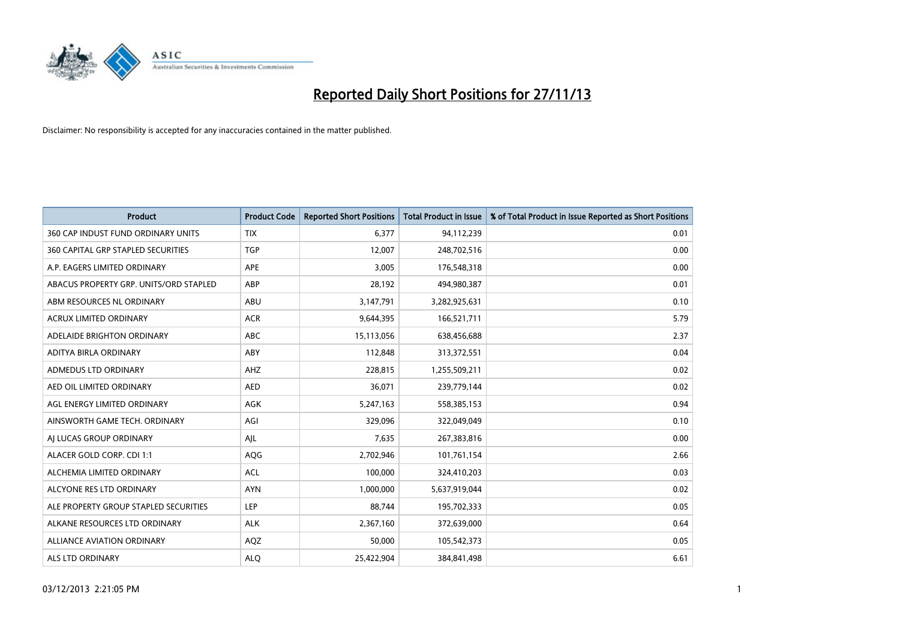# Reported Daily Short Positions for 27/11/13

Disclaimer: No responsibility is accepted for any inaccuracies contained in the matter published.

| Product | Product Code | Reported Short Positions | Total Product in Issue | % of Total Product in Issue Reported as Short Positions |
|---|---|---|---|---|
| 360 CAP INDUST FUND ORDINARY UNITS | TIX | 6,377 | 94,112,239 | 0.01 |
| 360 CAPITAL GRP STAPLED SECURITIES | TGP | 12,007 | 248,702,516 | 0.00 |
| A.P. EAGERS LIMITED ORDINARY | APE | 3,005 | 176,548,318 | 0.00 |
| ABACUS PROPERTY GRP. UNITS/ORD STAPLED | ABP | 28,192 | 494,980,387 | 0.01 |
| ABM RESOURCES NL ORDINARY | ABU | 3,147,791 | 3,282,925,631 | 0.10 |
| ACRUX LIMITED ORDINARY | ACR | 9,644,395 | 166,521,711 | 5.79 |
| ADELAIDE BRIGHTON ORDINARY | ABC | 15,113,056 | 638,456,688 | 2.37 |
| ADITYA BIRLA ORDINARY | ABY | 112,848 | 313,372,551 | 0.04 |
| ADMEDUS LTD ORDINARY | AHZ | 228,815 | 1,255,509,211 | 0.02 |
| AED OIL LIMITED ORDINARY | AED | 36,071 | 239,779,144 | 0.02 |
| AGL ENERGY LIMITED ORDINARY | AGK | 5,247,163 | 558,385,153 | 0.94 |
| AINSWORTH GAME TECH. ORDINARY | AGI | 329,096 | 322,049,049 | 0.10 |
| AJ LUCAS GROUP ORDINARY | AJL | 7,635 | 267,383,816 | 0.00 |
| ALACER GOLD CORP. CDI 1:1 | AQG | 2,702,946 | 101,761,154 | 2.66 |
| ALCHEMIA LIMITED ORDINARY | ACL | 100,000 | 324,410,203 | 0.03 |
| ALCYONE RES LTD ORDINARY | AYN | 1,000,000 | 5,637,919,044 | 0.02 |
| ALE PROPERTY GROUP STAPLED SECURITIES | LEP | 88,744 | 195,702,333 | 0.05 |
| ALKANE RESOURCES LTD ORDINARY | ALK | 2,367,160 | 372,639,000 | 0.64 |
| ALLIANCE AVIATION ORDINARY | AQZ | 50,000 | 105,542,373 | 0.05 |
| ALS LTD ORDINARY | ALQ | 25,422,904 | 384,841,498 | 6.61 |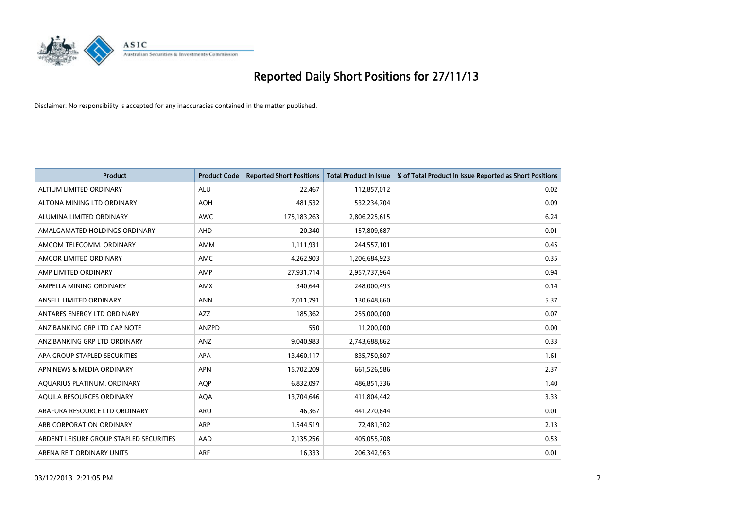# Reported Daily Short Positions for 27/11/13

Disclaimer: No responsibility is accepted for any inaccuracies contained in the matter published.

| Product | Product Code | Reported Short Positions | Total Product in Issue | % of Total Product in Issue Reported as Short Positions |
|---|---|---|---|---|
| ALTIUM LIMITED ORDINARY | ALU | 22,467 | 112,857,012 | 0.02 |
| ALTONA MINING LTD ORDINARY | AOH | 481,532 | 532,234,704 | 0.09 |
| ALUMINA LIMITED ORDINARY | AWC | 175,183,263 | 2,806,225,615 | 6.24 |
| AMALGAMATED HOLDINGS ORDINARY | AHD | 20,340 | 157,809,687 | 0.01 |
| AMCOM TELECOMM. ORDINARY | AMM | 1,111,931 | 244,557,101 | 0.45 |
| AMCOR LIMITED ORDINARY | AMC | 4,262,903 | 1,206,684,923 | 0.35 |
| AMP LIMITED ORDINARY | AMP | 27,931,714 | 2,957,737,964 | 0.94 |
| AMPELLA MINING ORDINARY | AMX | 340,644 | 248,000,493 | 0.14 |
| ANSELL LIMITED ORDINARY | ANN | 7,011,791 | 130,648,660 | 5.37 |
| ANTARES ENERGY LTD ORDINARY | AZZ | 185,362 | 255,000,000 | 0.07 |
| ANZ BANKING GRP LTD CAP NOTE | ANZPD | 550 | 11,200,000 | 0.00 |
| ANZ BANKING GRP LTD ORDINARY | ANZ | 9,040,983 | 2,743,688,862 | 0.33 |
| APA GROUP STAPLED SECURITIES | APA | 13,460,117 | 835,750,807 | 1.61 |
| APN NEWS & MEDIA ORDINARY | APN | 15,702,209 | 661,526,586 | 2.37 |
| AQUARIUS PLATINUM. ORDINARY | AQP | 6,832,097 | 486,851,336 | 1.40 |
| AQUILA RESOURCES ORDINARY | AQA | 13,704,646 | 411,804,442 | 3.33 |
| ARAFURA RESOURCE LTD ORDINARY | ARU | 46,367 | 441,270,644 | 0.01 |
| ARB CORPORATION ORDINARY | ARP | 1,544,519 | 72,481,302 | 2.13 |
| ARDENT LEISURE GROUP STAPLED SECURITIES | AAD | 2,135,256 | 405,055,708 | 0.53 |
| ARENA REIT ORDINARY UNITS | ARF | 16,333 | 206,342,963 | 0.01 |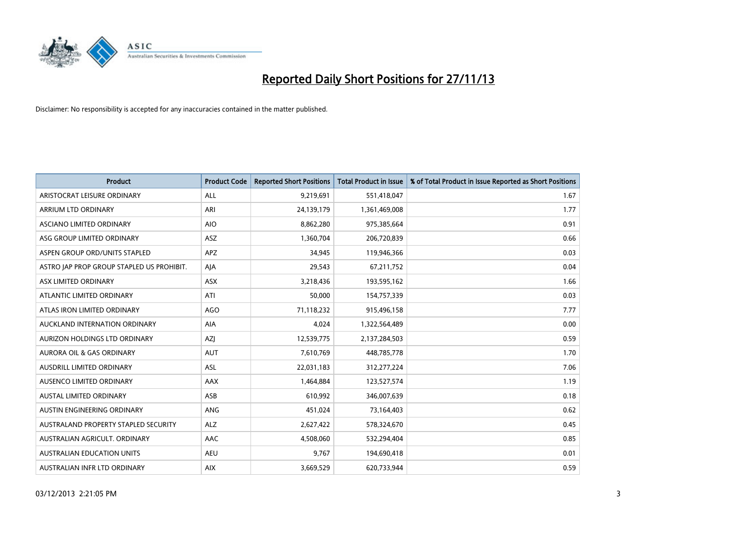# Reported Daily Short Positions for 27/11/13

Disclaimer: No responsibility is accepted for any inaccuracies contained in the matter published.

| Product | Product Code | Reported Short Positions | Total Product in Issue | % of Total Product in Issue Reported as Short Positions |
|---|---|---|---|---|
| ARISTOCRAT LEISURE ORDINARY | ALL | 9,219,691 | 551,418,047 | 1.67 |
| ARRIUM LTD ORDINARY | ARI | 24,139,179 | 1,361,469,008 | 1.77 |
| ASCIANO LIMITED ORDINARY | AIO | 8,862,280 | 975,385,664 | 0.91 |
| ASG GROUP LIMITED ORDINARY | ASZ | 1,360,704 | 206,720,839 | 0.66 |
| ASPEN GROUP ORD/UNITS STAPLED | APZ | 34,945 | 119,946,366 | 0.03 |
| ASTRO JAP PROP GROUP STAPLED US PROHIBIT. | AJA | 29,543 | 67,211,752 | 0.04 |
| ASX LIMITED ORDINARY | ASX | 3,218,436 | 193,595,162 | 1.66 |
| ATLANTIC LIMITED ORDINARY | ATI | 50,000 | 154,757,339 | 0.03 |
| ATLAS IRON LIMITED ORDINARY | AGO | 71,118,232 | 915,496,158 | 7.77 |
| AUCKLAND INTERNATION ORDINARY | AIA | 4,024 | 1,322,564,489 | 0.00 |
| AURIZON HOLDINGS LTD ORDINARY | AZJ | 12,539,775 | 2,137,284,503 | 0.59 |
| AURORA OIL & GAS ORDINARY | AUT | 7,610,769 | 448,785,778 | 1.70 |
| AUSDRILL LIMITED ORDINARY | ASL | 22,031,183 | 312,277,224 | 7.06 |
| AUSENCO LIMITED ORDINARY | AAX | 1,464,884 | 123,527,574 | 1.19 |
| AUSTAL LIMITED ORDINARY | ASB | 610,992 | 346,007,639 | 0.18 |
| AUSTIN ENGINEERING ORDINARY | ANG | 451,024 | 73,164,403 | 0.62 |
| AUSTRALAND PROPERTY STAPLED SECURITY | ALZ | 2,627,422 | 578,324,670 | 0.45 |
| AUSTRALIAN AGRICULT. ORDINARY | AAC | 4,508,060 | 532,294,404 | 0.85 |
| AUSTRALIAN EDUCATION UNITS | AEU | 9,767 | 194,690,418 | 0.01 |
| AUSTRALIAN INFR LTD ORDINARY | AIX | 3,669,529 | 620,733,944 | 0.59 |

03/12/2013 2:21:05 PM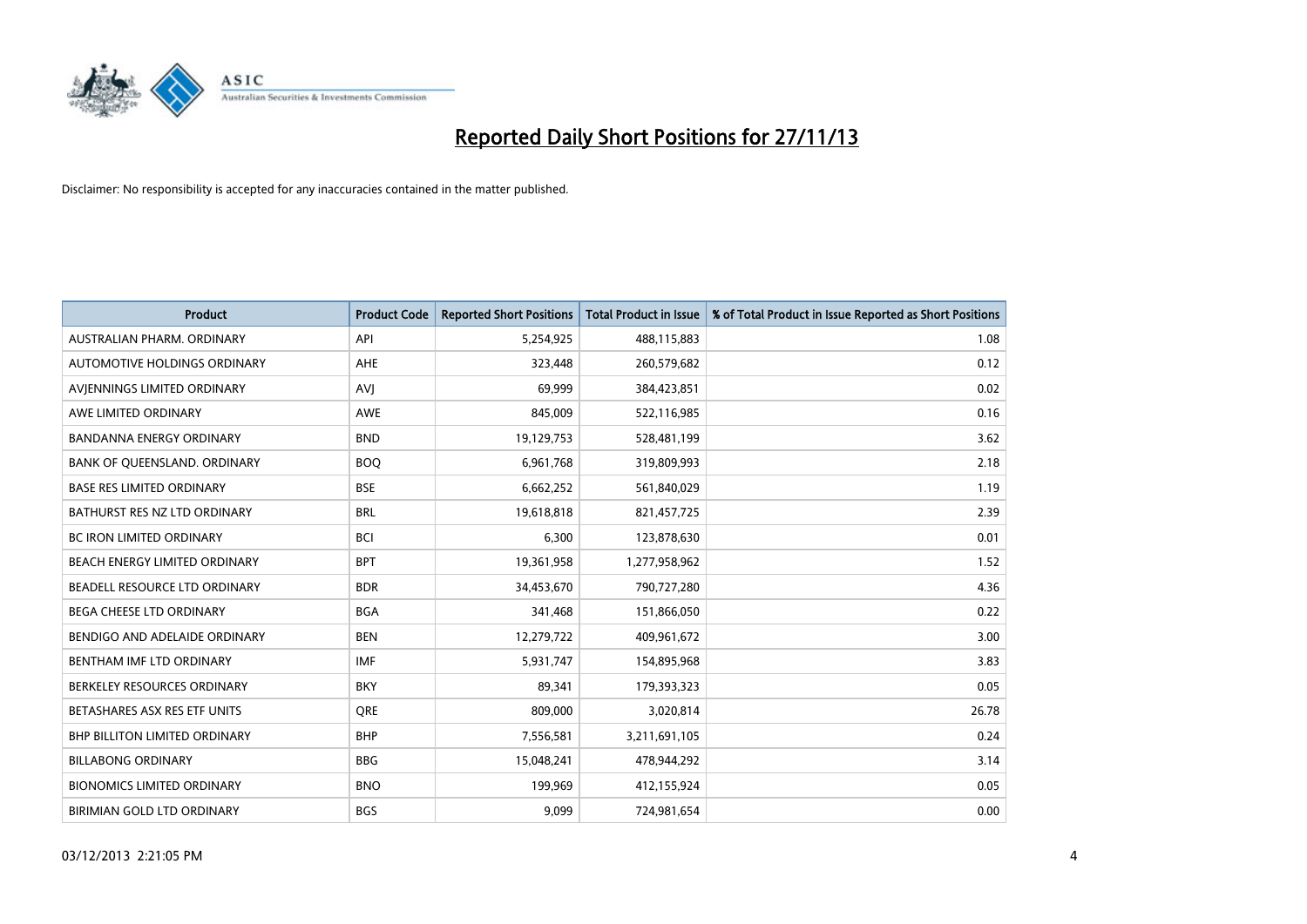# Reported Daily Short Positions for 27/11/13

Disclaimer: No responsibility is accepted for any inaccuracies contained in the matter published.

| Product | Product Code | Reported Short Positions | Total Product in Issue | % of Total Product in Issue Reported as Short Positions |
|---|---|---|---|---|
| AUSTRALIAN PHARM. ORDINARY | API | 5,254,925 | 488,115,883 | 1.08 |
| AUTOMOTIVE HOLDINGS ORDINARY | AHE | 323,448 | 260,579,682 | 0.12 |
| AVJENNINGS LIMITED ORDINARY | AVJ | 69,999 | 384,423,851 | 0.02 |
| AWE LIMITED ORDINARY | AWE | 845,009 | 522,116,985 | 0.16 |
| BANDANNA ENERGY ORDINARY | BND | 19,129,753 | 528,481,199 | 3.62 |
| BANK OF QUEENSLAND. ORDINARY | BOQ | 6,961,768 | 319,809,993 | 2.18 |
| BASE RES LIMITED ORDINARY | BSE | 6,662,252 | 561,840,029 | 1.19 |
| BATHURST RES NZ LTD ORDINARY | BRL | 19,618,818 | 821,457,725 | 2.39 |
| BC IRON LIMITED ORDINARY | BCI | 6,300 | 123,878,630 | 0.01 |
| BEACH ENERGY LIMITED ORDINARY | BPT | 19,361,958 | 1,277,958,962 | 1.52 |
| BEADELL RESOURCE LTD ORDINARY | BDR | 34,453,670 | 790,727,280 | 4.36 |
| BEGA CHEESE LTD ORDINARY | BGA | 341,468 | 151,866,050 | 0.22 |
| BENDIGO AND ADELAIDE ORDINARY | BEN | 12,279,722 | 409,961,672 | 3.00 |
| BENTHAM IMF LTD ORDINARY | IMF | 5,931,747 | 154,895,968 | 3.83 |
| BERKELEY RESOURCES ORDINARY | BKY | 89,341 | 179,393,323 | 0.05 |
| BETASHARES ASX RES ETF UNITS | QRE | 809,000 | 3,020,814 | 26.78 |
| BHP BILLITON LIMITED ORDINARY | BHP | 7,556,581 | 3,211,691,105 | 0.24 |
| BILLABONG ORDINARY | BBG | 15,048,241 | 478,944,292 | 3.14 |
| BIONOMICS LIMITED ORDINARY | BNO | 199,969 | 412,155,924 | 0.05 |
| BIRIMIAN GOLD LTD ORDINARY | BGS | 9,099 | 724,981,654 | 0.00 |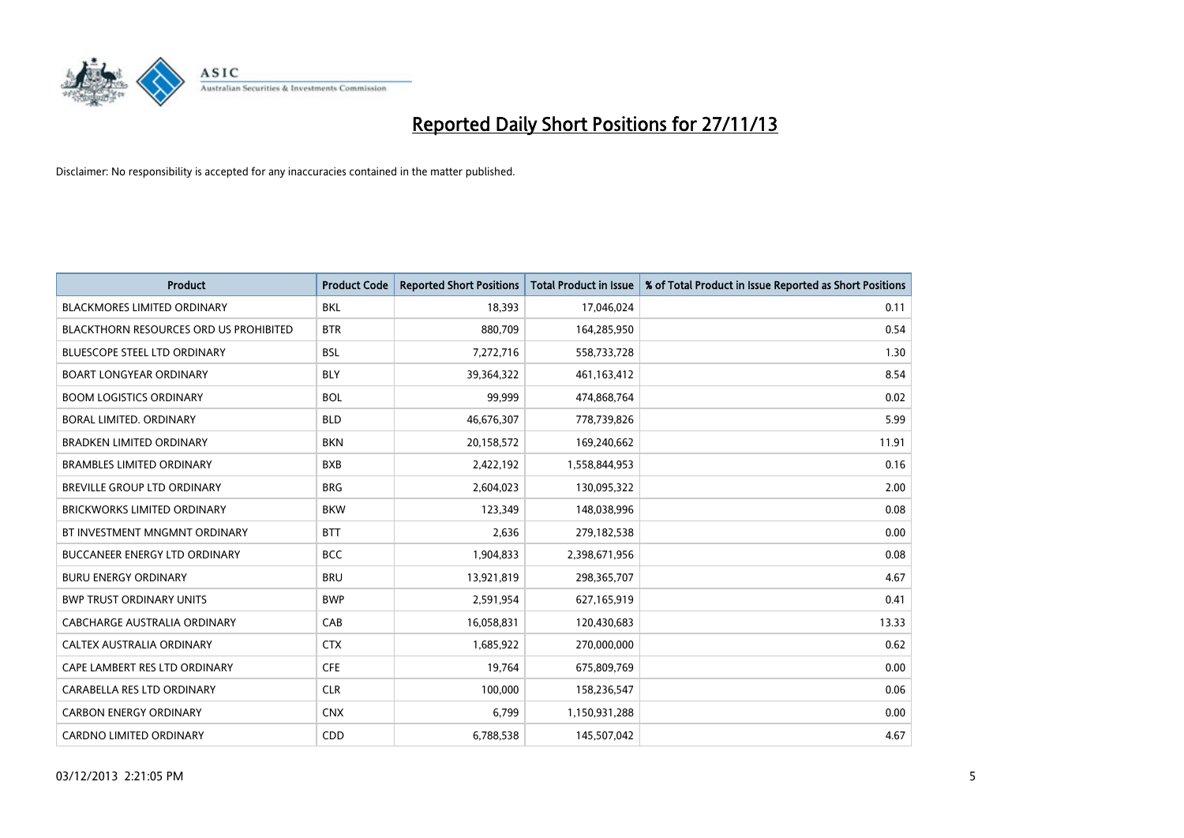# Reported Daily Short Positions for 27/11/13

Disclaimer: No responsibility is accepted for any inaccuracies contained in the matter published.

| Product | Product Code | Reported Short Positions | Total Product in Issue | % of Total Product in Issue Reported as Short Positions |
|---|---|---|---|---|
| BLACKMORES LIMITED ORDINARY | BKL | 18,393 | 17,046,024 | 0.11 |
| BLACKTHORN RESOURCES ORD US PROHIBITED | BTR | 880,709 | 164,285,950 | 0.54 |
| BLUESCOPE STEEL LTD ORDINARY | BSL | 7,272,716 | 558,733,728 | 1.30 |
| BOART LONGYEAR ORDINARY | BLY | 39,364,322 | 461,163,412 | 8.54 |
| BOOM LOGISTICS ORDINARY | BOL | 99,999 | 474,868,764 | 0.02 |
| BORAL LIMITED. ORDINARY | BLD | 46,676,307 | 778,739,826 | 5.99 |
| BRADKEN LIMITED ORDINARY | BKN | 20,158,572 | 169,240,662 | 11.91 |
| BRAMBLES LIMITED ORDINARY | BXB | 2,422,192 | 1,558,844,953 | 0.16 |
| BREVILLE GROUP LTD ORDINARY | BRG | 2,604,023 | 130,095,322 | 2.00 |
| BRICKWORKS LIMITED ORDINARY | BKW | 123,349 | 148,038,996 | 0.08 |
| BT INVESTMENT MNGMNT ORDINARY | BTT | 2,636 | 279,182,538 | 0.00 |
| BUCCANEER ENERGY LTD ORDINARY | BCC | 1,904,833 | 2,398,671,956 | 0.08 |
| BURU ENERGY ORDINARY | BRU | 13,921,819 | 298,365,707 | 4.67 |
| BWP TRUST ORDINARY UNITS | BWP | 2,591,954 | 627,165,919 | 0.41 |
| CABCHARGE AUSTRALIA ORDINARY | CAB | 16,058,831 | 120,430,683 | 13.33 |
| CALTEX AUSTRALIA ORDINARY | CTX | 1,685,922 | 270,000,000 | 0.62 |
| CAPE LAMBERT RES LTD ORDINARY | CFE | 19,764 | 675,809,769 | 0.00 |
| CARABELLA RES LTD ORDINARY | CLR | 100,000 | 158,236,547 | 0.06 |
| CARBON ENERGY ORDINARY | CNX | 6,799 | 1,150,931,288 | 0.00 |
| CARDNO LIMITED ORDINARY | CDD | 6,788,538 | 145,507,042 | 4.67 |

03/12/2013 2:21:05 PM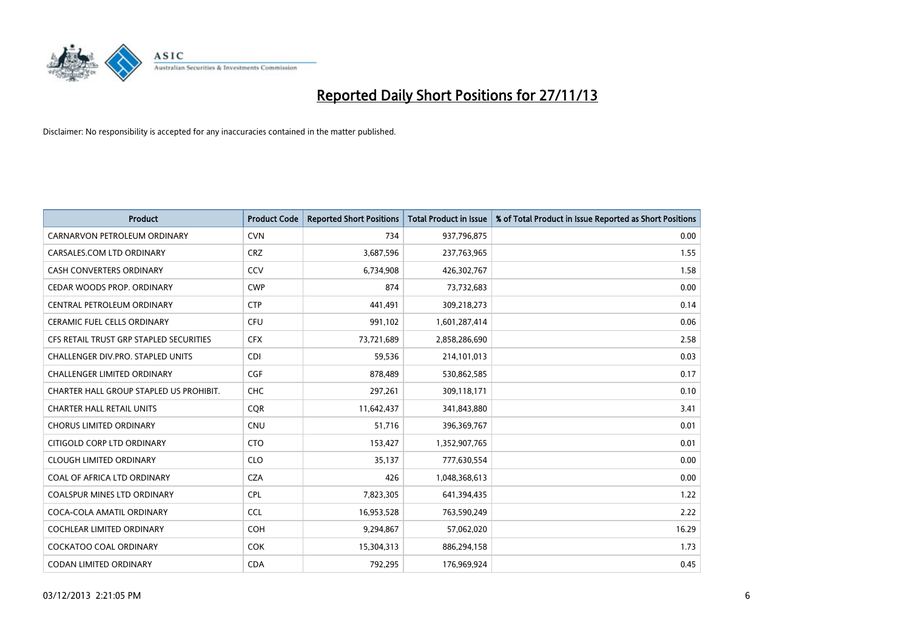# Reported Daily Short Positions for 27/11/13

Disclaimer: No responsibility is accepted for any inaccuracies contained in the matter published.

| Product | Product Code | Reported Short Positions | Total Product in Issue | % of Total Product in Issue Reported as Short Positions |
|---|---|---|---|---|
| CARNARVON PETROLEUM ORDINARY | CVN | 734 | 937,796,875 | 0.00 |
| CARSALES.COM LTD ORDINARY | CRZ | 3,687,596 | 237,763,965 | 1.55 |
| CASH CONVERTERS ORDINARY | CCV | 6,734,908 | 426,302,767 | 1.58 |
| CEDAR WOODS PROP. ORDINARY | CWP | 874 | 73,732,683 | 0.00 |
| CENTRAL PETROLEUM ORDINARY | CTP | 441,491 | 309,218,273 | 0.14 |
| CERAMIC FUEL CELLS ORDINARY | CFU | 991,102 | 1,601,287,414 | 0.06 |
| CFS RETAIL TRUST GRP STAPLED SECURITIES | CFX | 73,721,689 | 2,858,286,690 | 2.58 |
| CHALLENGER DIV.PRO. STAPLED UNITS | CDI | 59,536 | 214,101,013 | 0.03 |
| CHALLENGER LIMITED ORDINARY | CGF | 878,489 | 530,862,585 | 0.17 |
| CHARTER HALL GROUP STAPLED US PROHIBIT. | CHC | 297,261 | 309,118,171 | 0.10 |
| CHARTER HALL RETAIL UNITS | CQR | 11,642,437 | 341,843,880 | 3.41 |
| CHORUS LIMITED ORDINARY | CNU | 51,716 | 396,369,767 | 0.01 |
| CITIGOLD CORP LTD ORDINARY | CTO | 153,427 | 1,352,907,765 | 0.01 |
| CLOUGH LIMITED ORDINARY | CLO | 35,137 | 777,630,554 | 0.00 |
| COAL OF AFRICA LTD ORDINARY | CZA | 426 | 1,048,368,613 | 0.00 |
| COALSPUR MINES LTD ORDINARY | CPL | 7,823,305 | 641,394,435 | 1.22 |
| COCA-COLA AMATIL ORDINARY | CCL | 16,953,528 | 763,590,249 | 2.22 |
| COCHLEAR LIMITED ORDINARY | COH | 9,294,867 | 57,062,020 | 16.29 |
| COCKATOO COAL ORDINARY | COK | 15,304,313 | 886,294,158 | 1.73 |
| CODAN LIMITED ORDINARY | CDA | 792,295 | 176,969,924 | 0.45 |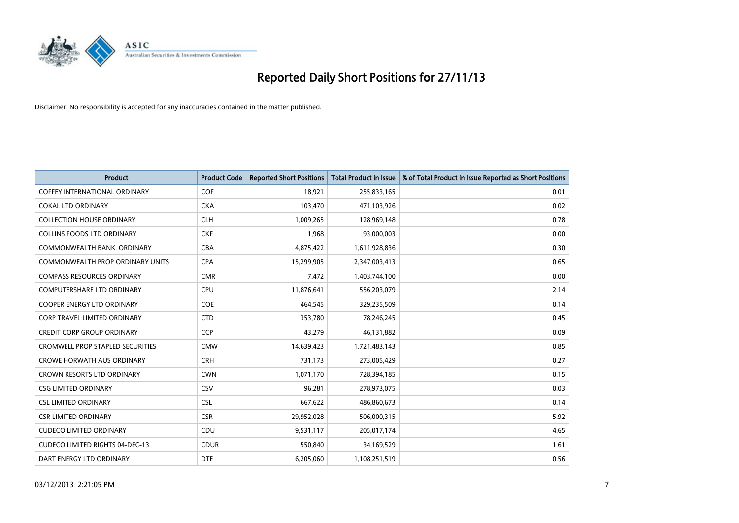# Reported Daily Short Positions for 27/11/13

Disclaimer: No responsibility is accepted for any inaccuracies contained in the matter published.

| Product | Product Code | Reported Short Positions | Total Product in Issue | % of Total Product in Issue Reported as Short Positions |
|---|---|---|---|---|
| COFFEY INTERNATIONAL ORDINARY | COF | 18,921 | 255,833,165 | 0.01 |
| COKAL LTD ORDINARY | CKA | 103,470 | 471,103,926 | 0.02 |
| COLLECTION HOUSE ORDINARY | CLH | 1,009,265 | 128,969,148 | 0.78 |
| COLLINS FOODS LTD ORDINARY | CKF | 1,968 | 93,000,003 | 0.00 |
| COMMONWEALTH BANK. ORDINARY | CBA | 4,875,422 | 1,611,928,836 | 0.30 |
| COMMONWEALTH PROP ORDINARY UNITS | CPA | 15,299,905 | 2,347,003,413 | 0.65 |
| COMPASS RESOURCES ORDINARY | CMR | 7,472 | 1,403,744,100 | 0.00 |
| COMPUTERSHARE LTD ORDINARY | CPU | 11,876,641 | 556,203,079 | 2.14 |
| COOPER ENERGY LTD ORDINARY | COE | 464,545 | 329,235,509 | 0.14 |
| CORP TRAVEL LIMITED ORDINARY | CTD | 353,780 | 78,246,245 | 0.45 |
| CREDIT CORP GROUP ORDINARY | CCP | 43,279 | 46,131,882 | 0.09 |
| CROMWELL PROP STAPLED SECURITIES | CMW | 14,639,423 | 1,721,483,143 | 0.85 |
| CROWE HORWATH AUS ORDINARY | CRH | 731,173 | 273,005,429 | 0.27 |
| CROWN RESORTS LTD ORDINARY | CWN | 1,071,170 | 728,394,185 | 0.15 |
| CSG LIMITED ORDINARY | CSV | 96,281 | 278,973,075 | 0.03 |
| CSL LIMITED ORDINARY | CSL | 667,622 | 486,860,673 | 0.14 |
| CSR LIMITED ORDINARY | CSR | 29,952,028 | 506,000,315 | 5.92 |
| CUDECO LIMITED ORDINARY | CDU | 9,531,117 | 205,017,174 | 4.65 |
| CUDECO LIMITED RIGHTS 04-DEC-13 | CDUR | 550,840 | 34,169,529 | 1.61 |
| DART ENERGY LTD ORDINARY | DTE | 6,205,060 | 1,108,251,519 | 0.56 |

03/12/2013 2:21:05 PM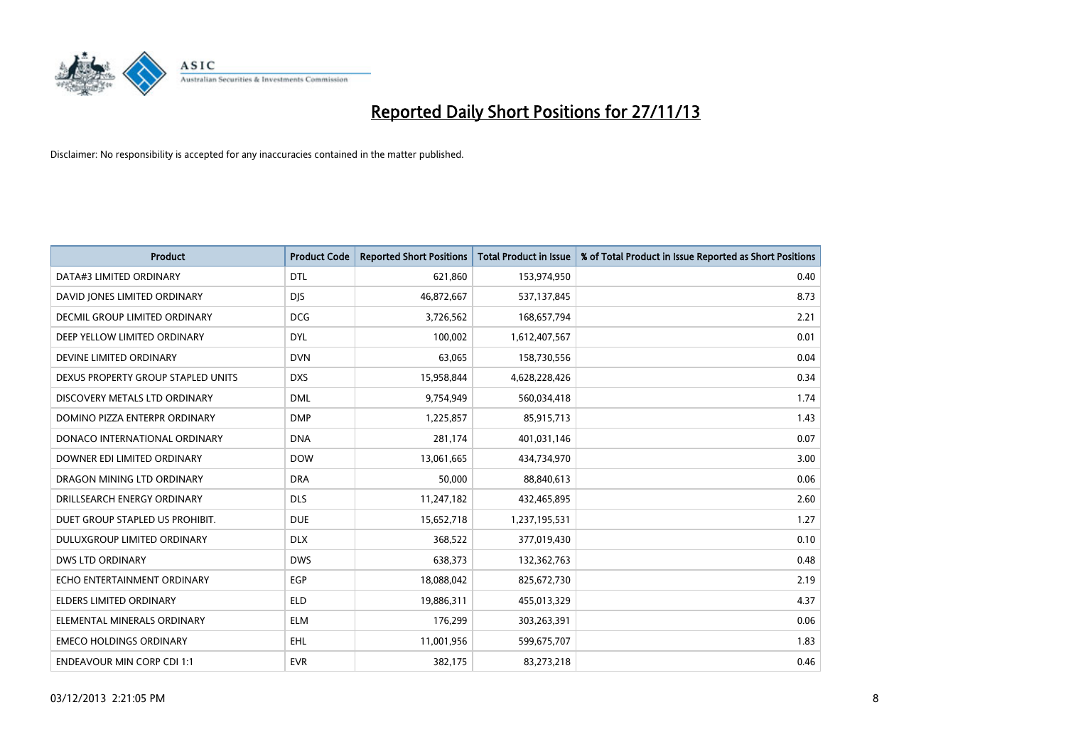# Reported Daily Short Positions for 27/11/13

Disclaimer: No responsibility is accepted for any inaccuracies contained in the matter published.

| Product | Product Code | Reported Short Positions | Total Product in Issue | % of Total Product in Issue Reported as Short Positions |
|---|---|---|---|---|
| DATA#3 LIMITED ORDINARY | DTL | 621,860 | 153,974,950 | 0.40 |
| DAVID JONES LIMITED ORDINARY | DJS | 46,872,667 | 537,137,845 | 8.73 |
| DECMIL GROUP LIMITED ORDINARY | DCG | 3,726,562 | 168,657,794 | 2.21 |
| DEEP YELLOW LIMITED ORDINARY | DYL | 100,002 | 1,612,407,567 | 0.01 |
| DEVINE LIMITED ORDINARY | DVN | 63,065 | 158,730,556 | 0.04 |
| DEXUS PROPERTY GROUP STAPLED UNITS | DXS | 15,958,844 | 4,628,228,426 | 0.34 |
| DISCOVERY METALS LTD ORDINARY | DML | 9,754,949 | 560,034,418 | 1.74 |
| DOMINO PIZZA ENTERPR ORDINARY | DMP | 1,225,857 | 85,915,713 | 1.43 |
| DONACO INTERNATIONAL ORDINARY | DNA | 281,174 | 401,031,146 | 0.07 |
| DOWNER EDI LIMITED ORDINARY | DOW | 13,061,665 | 434,734,970 | 3.00 |
| DRAGON MINING LTD ORDINARY | DRA | 50,000 | 88,840,613 | 0.06 |
| DRILLSEARCH ENERGY ORDINARY | DLS | 11,247,182 | 432,465,895 | 2.60 |
| DUET GROUP STAPLED US PROHIBIT. | DUE | 15,652,718 | 1,237,195,531 | 1.27 |
| DULUXGROUP LIMITED ORDINARY | DLX | 368,522 | 377,019,430 | 0.10 |
| DWS LTD ORDINARY | DWS | 638,373 | 132,362,763 | 0.48 |
| ECHO ENTERTAINMENT ORDINARY | EGP | 18,088,042 | 825,672,730 | 2.19 |
| ELDERS LIMITED ORDINARY | ELD | 19,886,311 | 455,013,329 | 4.37 |
| ELEMENTAL MINERALS ORDINARY | ELM | 176,299 | 303,263,391 | 0.06 |
| EMECO HOLDINGS ORDINARY | EHL | 11,001,956 | 599,675,707 | 1.83 |
| ENDEAVOUR MIN CORP CDI 1:1 | EVR | 382,175 | 83,273,218 | 0.46 |

03/12/2013 2:21:05 PM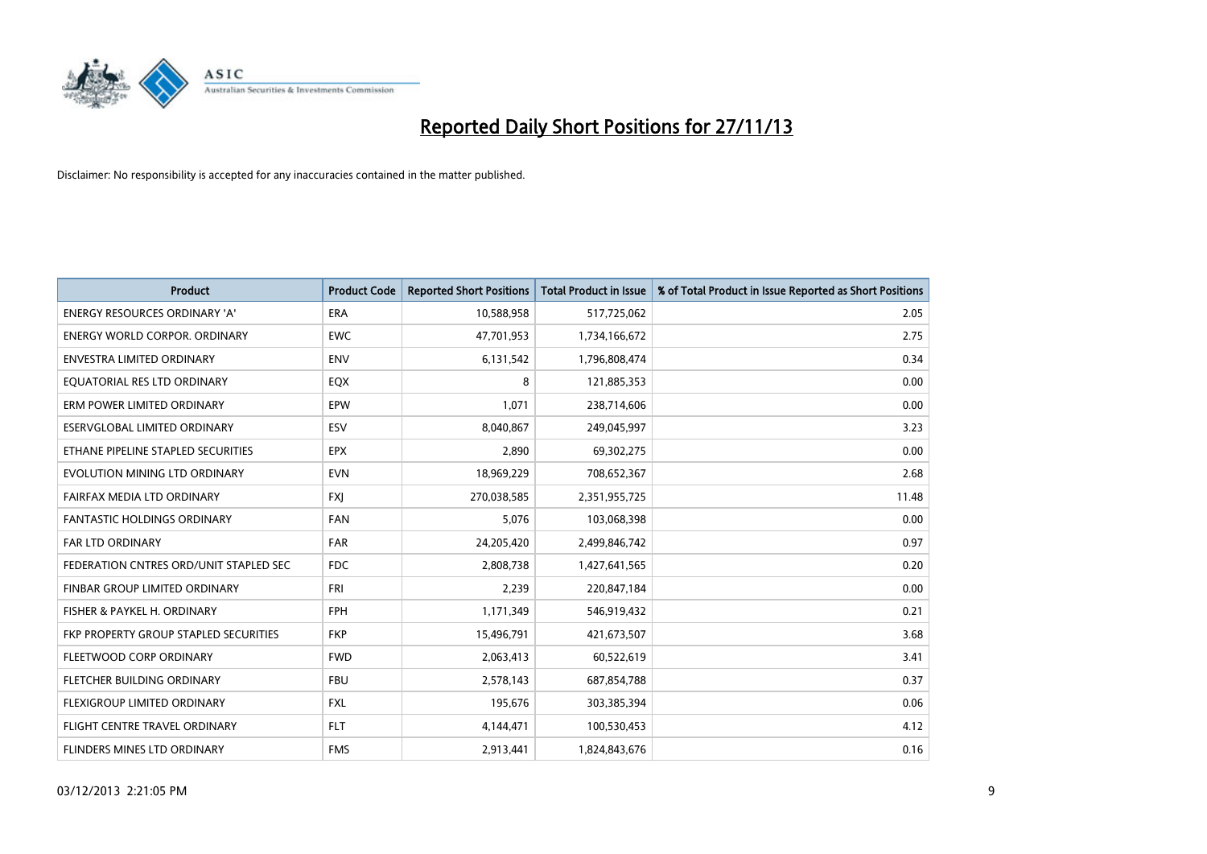# Reported Daily Short Positions for 27/11/13

Disclaimer: No responsibility is accepted for any inaccuracies contained in the matter published.

| Product | Product Code | Reported Short Positions | Total Product in Issue | % of Total Product in Issue Reported as Short Positions |
|---|---|---|---|---|
| ENERGY RESOURCES ORDINARY 'A' | ERA | 10,588,958 | 517,725,062 | 2.05 |
| ENERGY WORLD CORPOR. ORDINARY | EWC | 47,701,953 | 1,734,166,672 | 2.75 |
| ENVESTRA LIMITED ORDINARY | ENV | 6,131,542 | 1,796,808,474 | 0.34 |
| EQUATORIAL RES LTD ORDINARY | EQX | 8 | 121,885,353 | 0.00 |
| ERM POWER LIMITED ORDINARY | EPW | 1,071 | 238,714,606 | 0.00 |
| ESERVGLOBAL LIMITED ORDINARY | ESV | 8,040,867 | 249,045,997 | 3.23 |
| ETHANE PIPELINE STAPLED SECURITIES | EPX | 2,890 | 69,302,275 | 0.00 |
| EVOLUTION MINING LTD ORDINARY | EVN | 18,969,229 | 708,652,367 | 2.68 |
| FAIRFAX MEDIA LTD ORDINARY | FXJ | 270,038,585 | 2,351,955,725 | 11.48 |
| FANTASTIC HOLDINGS ORDINARY | FAN | 5,076 | 103,068,398 | 0.00 |
| FAR LTD ORDINARY | FAR | 24,205,420 | 2,499,846,742 | 0.97 |
| FEDERATION CNTRES ORD/UNIT STAPLED SEC | FDC | 2,808,738 | 1,427,641,565 | 0.20 |
| FINBAR GROUP LIMITED ORDINARY | FRI | 2,239 | 220,847,184 | 0.00 |
| FISHER & PAYKEL H. ORDINARY | FPH | 1,171,349 | 546,919,432 | 0.21 |
| FKP PROPERTY GROUP STAPLED SECURITIES | FKP | 15,496,791 | 421,673,507 | 3.68 |
| FLEETWOOD CORP ORDINARY | FWD | 2,063,413 | 60,522,619 | 3.41 |
| FLETCHER BUILDING ORDINARY | FBU | 2,578,143 | 687,854,788 | 0.37 |
| FLEXIGROUP LIMITED ORDINARY | FXL | 195,676 | 303,385,394 | 0.06 |
| FLIGHT CENTRE TRAVEL ORDINARY | FLT | 4,144,471 | 100,530,453 | 4.12 |
| FLINDERS MINES LTD ORDINARY | FMS | 2,913,441 | 1,824,843,676 | 0.16 |

03/12/2013 2:21:05 PM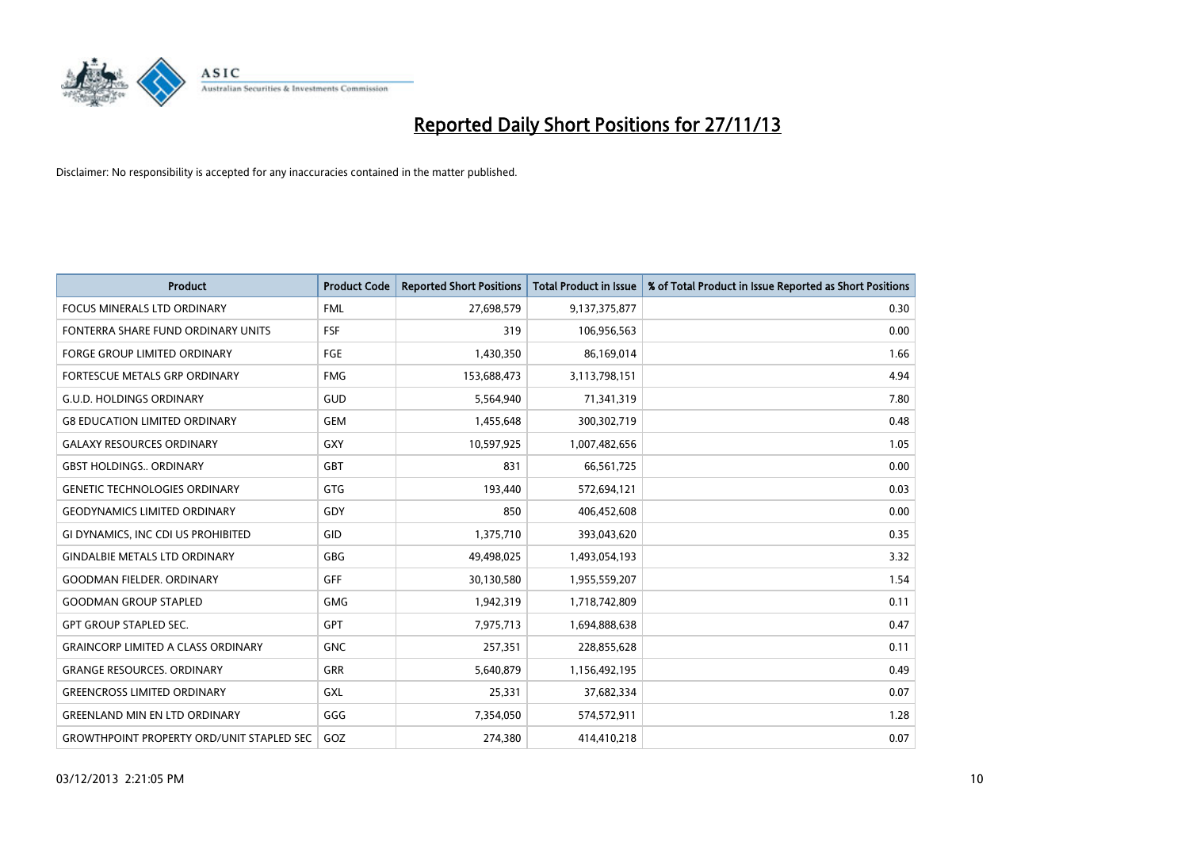# Reported Daily Short Positions for 27/11/13

Disclaimer: No responsibility is accepted for any inaccuracies contained in the matter published.

| Product | Product Code | Reported Short Positions | Total Product in Issue | % of Total Product in Issue Reported as Short Positions |
|---|---|---|---|---|
| FOCUS MINERALS LTD ORDINARY | FML | 27,698,579 | 9,137,375,877 | 0.30 |
| FONTERRA SHARE FUND ORDINARY UNITS | FSF | 319 | 106,956,563 | 0.00 |
| FORGE GROUP LIMITED ORDINARY | FGE | 1,430,350 | 86,169,014 | 1.66 |
| FORTESCUE METALS GRP ORDINARY | FMG | 153,688,473 | 3,113,798,151 | 4.94 |
| G.U.D. HOLDINGS ORDINARY | GUD | 5,564,940 | 71,341,319 | 7.80 |
| G8 EDUCATION LIMITED ORDINARY | GEM | 1,455,648 | 300,302,719 | 0.48 |
| GALAXY RESOURCES ORDINARY | GXY | 10,597,925 | 1,007,482,656 | 1.05 |
| GBST HOLDINGS.. ORDINARY | GBT | 831 | 66,561,725 | 0.00 |
| GENETIC TECHNOLOGIES ORDINARY | GTG | 193,440 | 572,694,121 | 0.03 |
| GEODYNAMICS LIMITED ORDINARY | GDY | 850 | 406,452,608 | 0.00 |
| GI DYNAMICS, INC CDI US PROHIBITED | GID | 1,375,710 | 393,043,620 | 0.35 |
| GINDALBIE METALS LTD ORDINARY | GBG | 49,498,025 | 1,493,054,193 | 3.32 |
| GOODMAN FIELDER. ORDINARY | GFF | 30,130,580 | 1,955,559,207 | 1.54 |
| GOODMAN GROUP STAPLED | GMG | 1,942,319 | 1,718,742,809 | 0.11 |
| GPT GROUP STAPLED SEC. | GPT | 7,975,713 | 1,694,888,638 | 0.47 |
| GRAINCORP LIMITED A CLASS ORDINARY | GNC | 257,351 | 228,855,628 | 0.11 |
| GRANGE RESOURCES. ORDINARY | GRR | 5,640,879 | 1,156,492,195 | 0.49 |
| GREENCROSS LIMITED ORDINARY | GXL | 25,331 | 37,682,334 | 0.07 |
| GREENLAND MIN EN LTD ORDINARY | GGG | 7,354,050 | 574,572,911 | 1.28 |
| GROWTHPOINT PROPERTY ORD/UNIT STAPLED SEC | GOZ | 274,380 | 414,410,218 | 0.07 |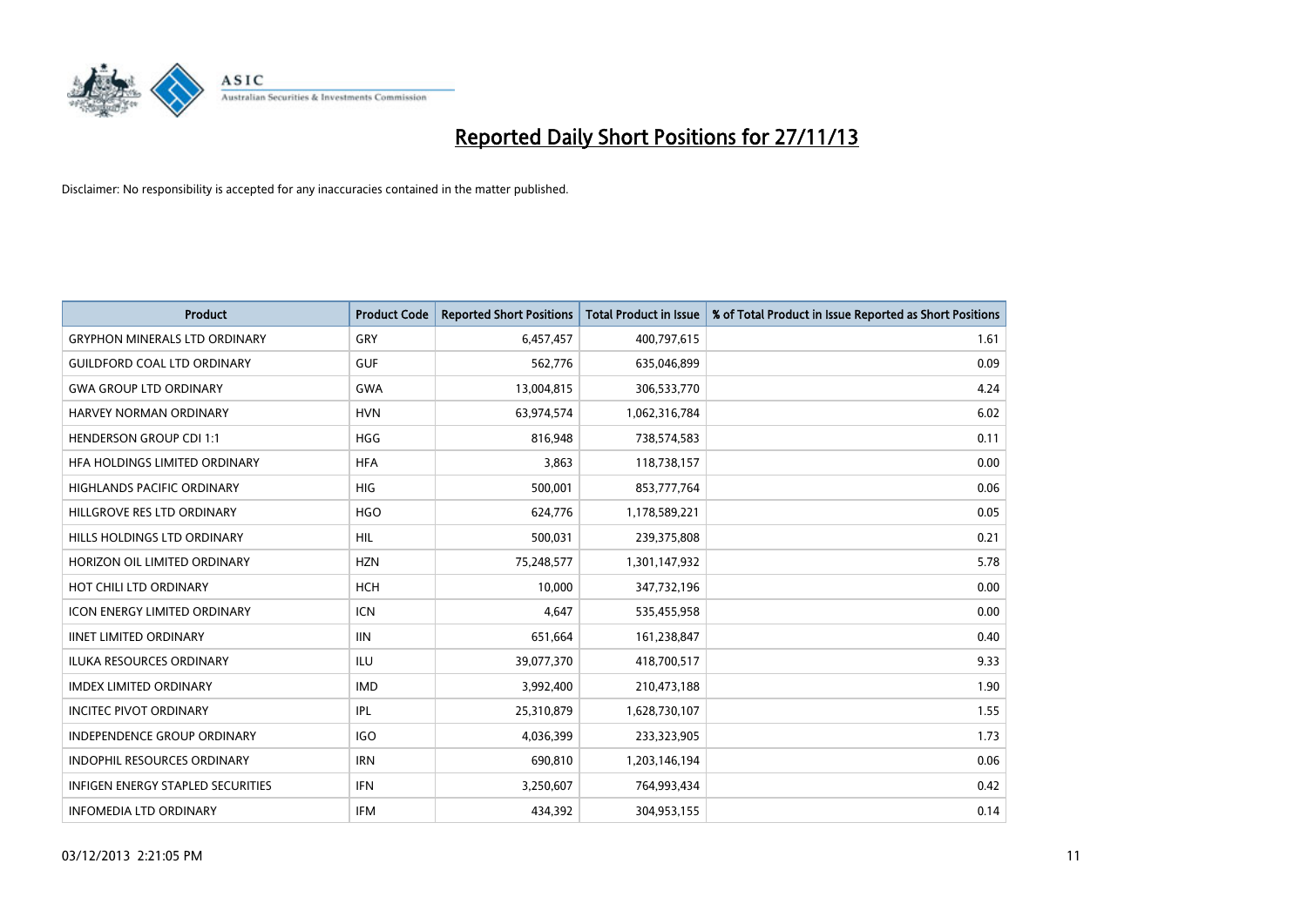# Reported Daily Short Positions for 27/11/13

Disclaimer: No responsibility is accepted for any inaccuracies contained in the matter published.

| Product | Product Code | Reported Short Positions | Total Product in Issue | % of Total Product in Issue Reported as Short Positions |
|---|---|---|---|---|
| GRYPHON MINERALS LTD ORDINARY | GRY | 6,457,457 | 400,797,615 | 1.61 |
| GUILDFORD COAL LTD ORDINARY | GUF | 562,776 | 635,046,899 | 0.09 |
| GWA GROUP LTD ORDINARY | GWA | 13,004,815 | 306,533,770 | 4.24 |
| HARVEY NORMAN ORDINARY | HVN | 63,974,574 | 1,062,316,784 | 6.02 |
| HENDERSON GROUP CDI 1:1 | HGG | 816,948 | 738,574,583 | 0.11 |
| HFA HOLDINGS LIMITED ORDINARY | HFA | 3,863 | 118,738,157 | 0.00 |
| HIGHLANDS PACIFIC ORDINARY | HIG | 500,001 | 853,777,764 | 0.06 |
| HILLGROVE RES LTD ORDINARY | HGO | 624,776 | 1,178,589,221 | 0.05 |
| HILLS HOLDINGS LTD ORDINARY | HIL | 500,031 | 239,375,808 | 0.21 |
| HORIZON OIL LIMITED ORDINARY | HZN | 75,248,577 | 1,301,147,932 | 5.78 |
| HOT CHILI LTD ORDINARY | HCH | 10,000 | 347,732,196 | 0.00 |
| ICON ENERGY LIMITED ORDINARY | ICN | 4,647 | 535,455,958 | 0.00 |
| IINET LIMITED ORDINARY | IIN | 651,664 | 161,238,847 | 0.40 |
| ILUKA RESOURCES ORDINARY | ILU | 39,077,370 | 418,700,517 | 9.33 |
| IMDEX LIMITED ORDINARY | IMD | 3,992,400 | 210,473,188 | 1.90 |
| INCITEC PIVOT ORDINARY | IPL | 25,310,879 | 1,628,730,107 | 1.55 |
| INDEPENDENCE GROUP ORDINARY | IGO | 4,036,399 | 233,323,905 | 1.73 |
| INDOPHIL RESOURCES ORDINARY | IRN | 690,810 | 1,203,146,194 | 0.06 |
| INFIGEN ENERGY STAPLED SECURITIES | IFN | 3,250,607 | 764,993,434 | 0.42 |
| INFOMEDIA LTD ORDINARY | IFM | 434,392 | 304,953,155 | 0.14 |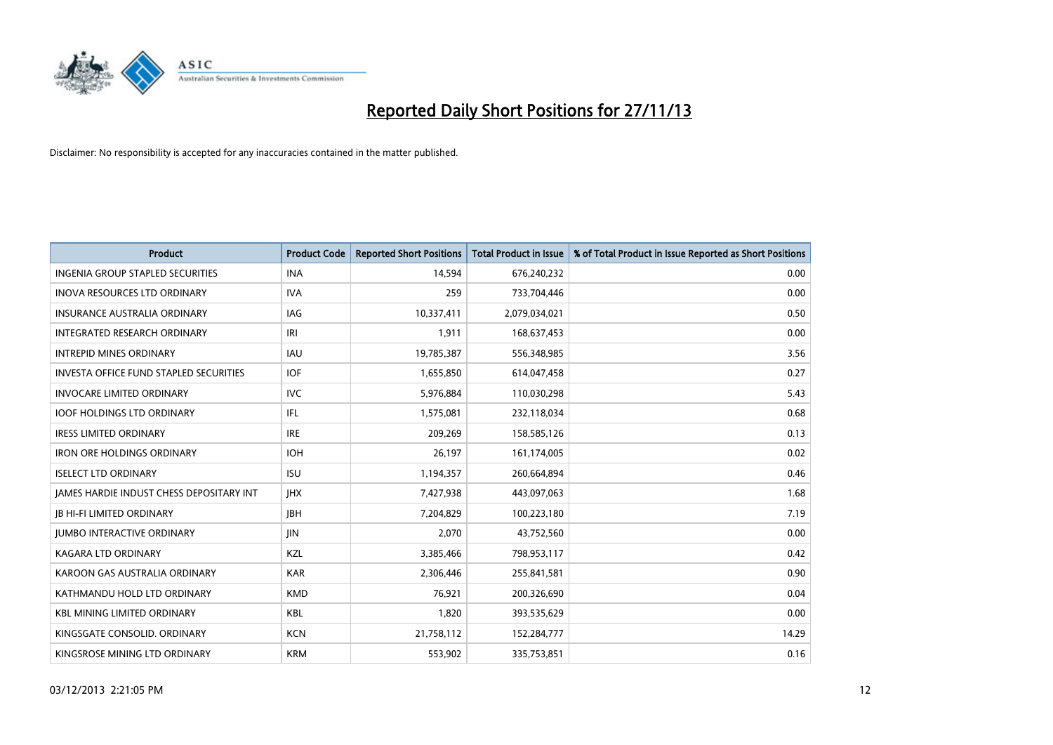# Reported Daily Short Positions for 27/11/13

Disclaimer: No responsibility is accepted for any inaccuracies contained in the matter published.

| Product | Product Code | Reported Short Positions | Total Product in Issue | % of Total Product in Issue Reported as Short Positions |
|---|---|---|---|---|
| INGENIA GROUP STAPLED SECURITIES | INA | 14,594 | 676,240,232 | 0.00 |
| INOVA RESOURCES LTD ORDINARY | IVA | 259 | 733,704,446 | 0.00 |
| INSURANCE AUSTRALIA ORDINARY | IAG | 10,337,411 | 2,079,034,021 | 0.50 |
| INTEGRATED RESEARCH ORDINARY | IRI | 1,911 | 168,637,453 | 0.00 |
| INTREPID MINES ORDINARY | IAU | 19,785,387 | 556,348,985 | 3.56 |
| INVESTA OFFICE FUND STAPLED SECURITIES | IOF | 1,655,850 | 614,047,458 | 0.27 |
| INVOCARE LIMITED ORDINARY | IVC | 5,976,884 | 110,030,298 | 5.43 |
| IOOF HOLDINGS LTD ORDINARY | IFL | 1,575,081 | 232,118,034 | 0.68 |
| IRESS LIMITED ORDINARY | IRE | 209,269 | 158,585,126 | 0.13 |
| IRON ORE HOLDINGS ORDINARY | IOH | 26,197 | 161,174,005 | 0.02 |
| ISELECT LTD ORDINARY | ISU | 1,194,357 | 260,664,894 | 0.46 |
| JAMES HARDIE INDUST CHESS DEPOSITARY INT | JHX | 7,427,938 | 443,097,063 | 1.68 |
| JB HI-FI LIMITED ORDINARY | JBH | 7,204,829 | 100,223,180 | 7.19 |
| JUMBO INTERACTIVE ORDINARY | JIN | 2,070 | 43,752,560 | 0.00 |
| KAGARA LTD ORDINARY | KZL | 3,385,466 | 798,953,117 | 0.42 |
| KAROON GAS AUSTRALIA ORDINARY | KAR | 2,306,446 | 255,841,581 | 0.90 |
| KATHMANDU HOLD LTD ORDINARY | KMD | 76,921 | 200,326,690 | 0.04 |
| KBL MINING LIMITED ORDINARY | KBL | 1,820 | 393,535,629 | 0.00 |
| KINGSGATE CONSOLID. ORDINARY | KCN | 21,758,112 | 152,284,777 | 14.29 |
| KINGSROSE MINING LTD ORDINARY | KRM | 553,902 | 335,753,851 | 0.16 |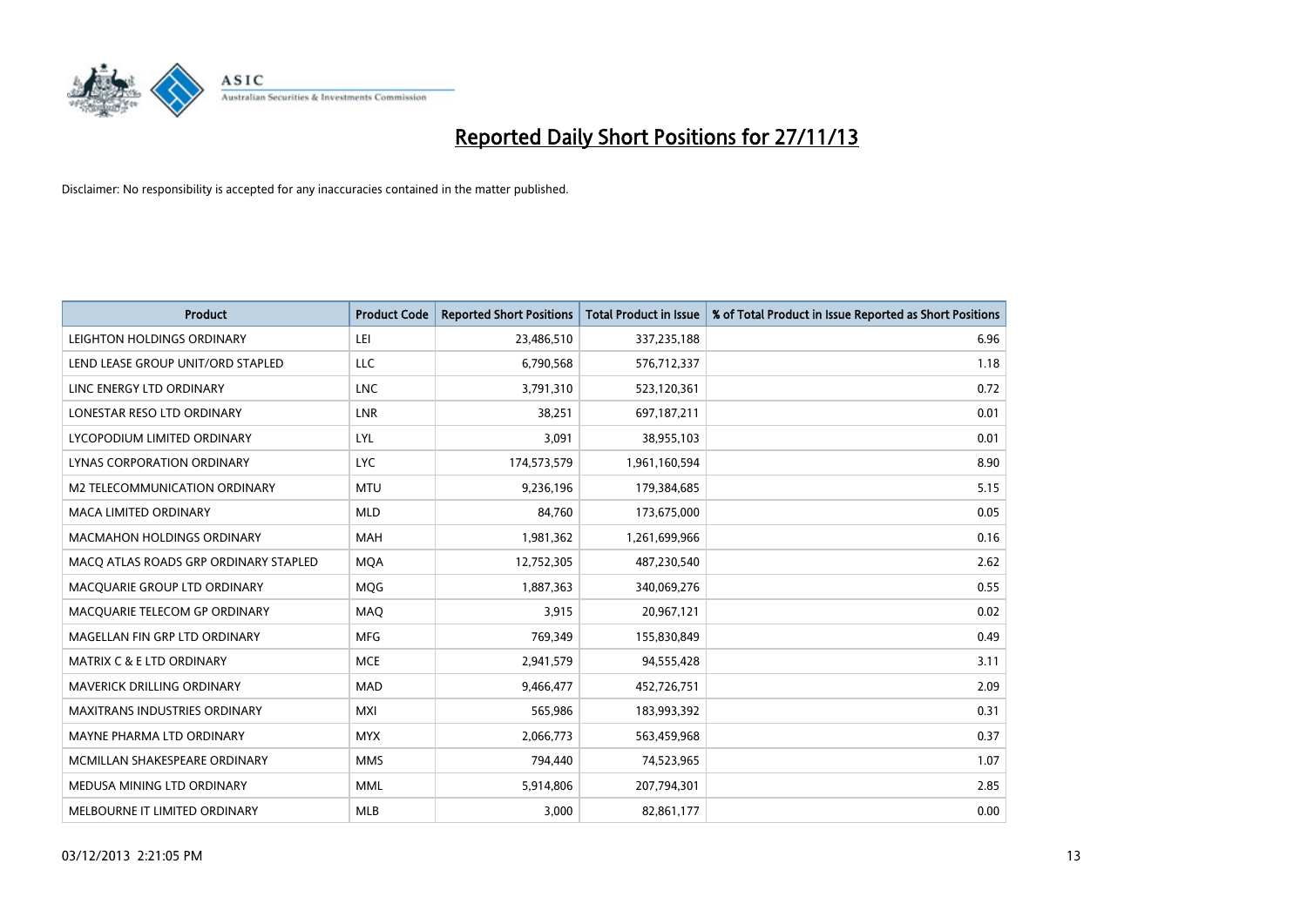# Reported Daily Short Positions for 27/11/13

Disclaimer: No responsibility is accepted for any inaccuracies contained in the matter published.

| Product | Product Code | Reported Short Positions | Total Product in Issue | % of Total Product in Issue Reported as Short Positions |
|---|---|---|---|---|
| LEIGHTON HOLDINGS ORDINARY | LEI | 23,486,510 | 337,235,188 | 6.96 |
| LEND LEASE GROUP UNIT/ORD STAPLED | LLC | 6,790,568 | 576,712,337 | 1.18 |
| LINC ENERGY LTD ORDINARY | LNC | 3,791,310 | 523,120,361 | 0.72 |
| LONESTAR RESO LTD ORDINARY | LNR | 38,251 | 697,187,211 | 0.01 |
| LYCOPODIUM LIMITED ORDINARY | LYL | 3,091 | 38,955,103 | 0.01 |
| LYNAS CORPORATION ORDINARY | LYC | 174,573,579 | 1,961,160,594 | 8.90 |
| M2 TELECOMMUNICATION ORDINARY | MTU | 9,236,196 | 179,384,685 | 5.15 |
| MACA LIMITED ORDINARY | MLD | 84,760 | 173,675,000 | 0.05 |
| MACMAHON HOLDINGS ORDINARY | MAH | 1,981,362 | 1,261,699,966 | 0.16 |
| MACQ ATLAS ROADS GRP ORDINARY STAPLED | MQA | 12,752,305 | 487,230,540 | 2.62 |
| MACQUARIE GROUP LTD ORDINARY | MQG | 1,887,363 | 340,069,276 | 0.55 |
| MACQUARIE TELECOM GP ORDINARY | MAQ | 3,915 | 20,967,121 | 0.02 |
| MAGELLAN FIN GRP LTD ORDINARY | MFG | 769,349 | 155,830,849 | 0.49 |
| MATRIX C & E LTD ORDINARY | MCE | 2,941,579 | 94,555,428 | 3.11 |
| MAVERICK DRILLING ORDINARY | MAD | 9,466,477 | 452,726,751 | 2.09 |
| MAXITRANS INDUSTRIES ORDINARY | MXI | 565,986 | 183,993,392 | 0.31 |
| MAYNE PHARMA LTD ORDINARY | MYX | 2,066,773 | 563,459,968 | 0.37 |
| MCMILLAN SHAKESPEARE ORDINARY | MMS | 794,440 | 74,523,965 | 1.07 |
| MEDUSA MINING LTD ORDINARY | MML | 5,914,806 | 207,794,301 | 2.85 |
| MELBOURNE IT LIMITED ORDINARY | MLB | 3,000 | 82,861,177 | 0.00 |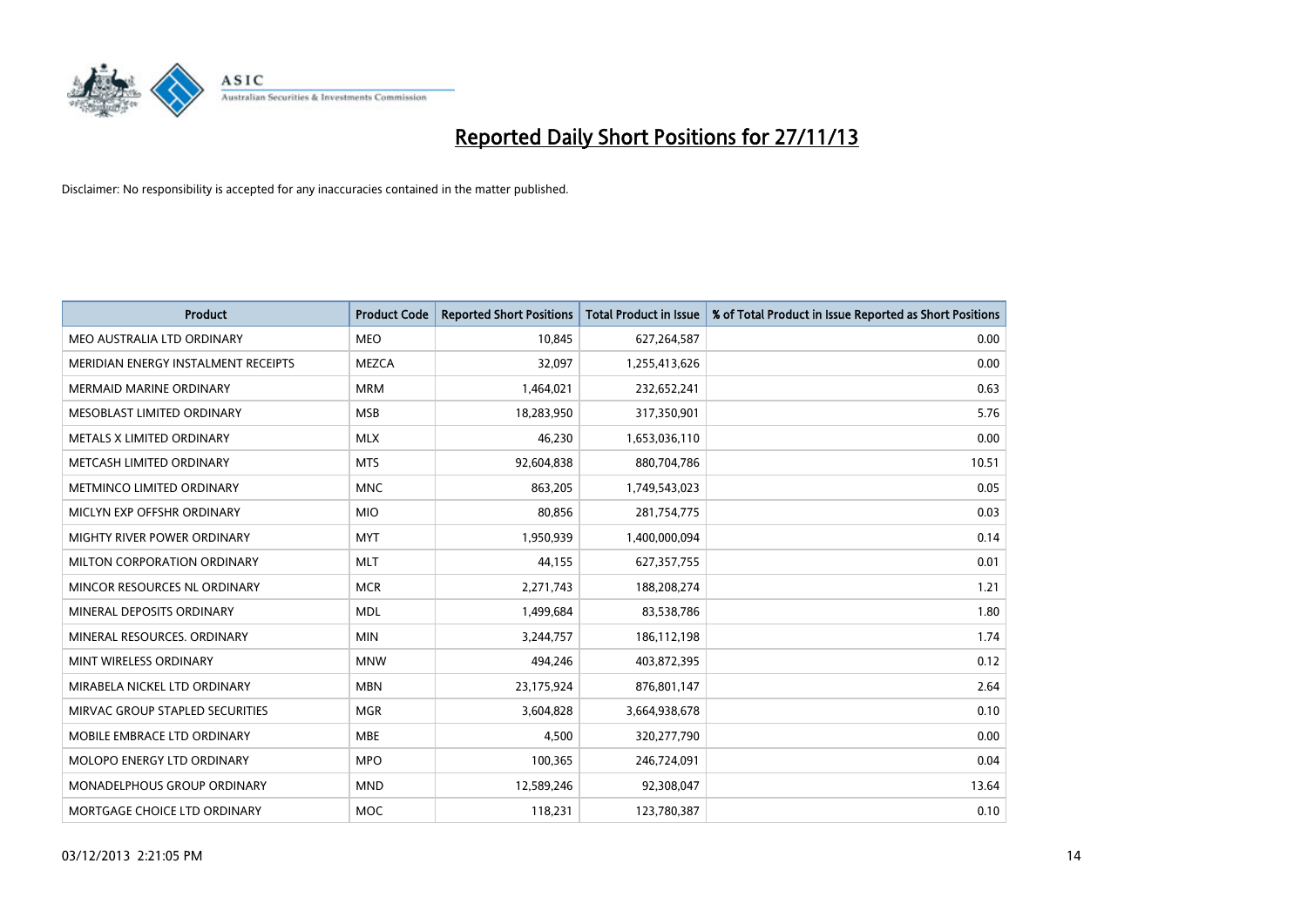# Reported Daily Short Positions for 27/11/13

Disclaimer: No responsibility is accepted for any inaccuracies contained in the matter published.

| Product | Product Code | Reported Short Positions | Total Product in Issue | % of Total Product in Issue Reported as Short Positions |
|---|---|---|---|---|
| MEO AUSTRALIA LTD ORDINARY | MEO | 10,845 | 627,264,587 | 0.00 |
| MERIDIAN ENERGY INSTALMENT RECEIPTS | MEZCA | 32,097 | 1,255,413,626 | 0.00 |
| MERMAID MARINE ORDINARY | MRM | 1,464,021 | 232,652,241 | 0.63 |
| MESOBLAST LIMITED ORDINARY | MSB | 18,283,950 | 317,350,901 | 5.76 |
| METALS X LIMITED ORDINARY | MLX | 46,230 | 1,653,036,110 | 0.00 |
| METCASH LIMITED ORDINARY | MTS | 92,604,838 | 880,704,786 | 10.51 |
| METMINCO LIMITED ORDINARY | MNC | 863,205 | 1,749,543,023 | 0.05 |
| MICLYN EXP OFFSHR ORDINARY | MIO | 80,856 | 281,754,775 | 0.03 |
| MIGHTY RIVER POWER ORDINARY | MYT | 1,950,939 | 1,400,000,094 | 0.14 |
| MILTON CORPORATION ORDINARY | MLT | 44,155 | 627,357,755 | 0.01 |
| MINCOR RESOURCES NL ORDINARY | MCR | 2,271,743 | 188,208,274 | 1.21 |
| MINERAL DEPOSITS ORDINARY | MDL | 1,499,684 | 83,538,786 | 1.80 |
| MINERAL RESOURCES. ORDINARY | MIN | 3,244,757 | 186,112,198 | 1.74 |
| MINT WIRELESS ORDINARY | MNW | 494,246 | 403,872,395 | 0.12 |
| MIRABELA NICKEL LTD ORDINARY | MBN | 23,175,924 | 876,801,147 | 2.64 |
| MIRVAC GROUP STAPLED SECURITIES | MGR | 3,604,828 | 3,664,938,678 | 0.10 |
| MOBILE EMBRACE LTD ORDINARY | MBE | 4,500 | 320,277,790 | 0.00 |
| MOLOPO ENERGY LTD ORDINARY | MPO | 100,365 | 246,724,091 | 0.04 |
| MONADELPHOUS GROUP ORDINARY | MND | 12,589,246 | 92,308,047 | 13.64 |
| MORTGAGE CHOICE LTD ORDINARY | MOC | 118,231 | 123,780,387 | 0.10 |

03/12/2013 2:21:05 PM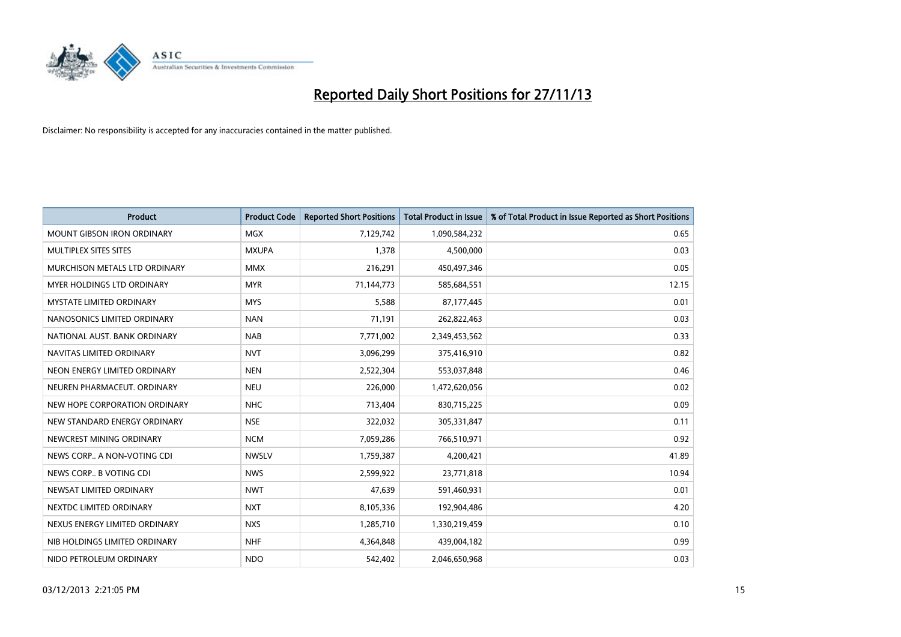# Reported Daily Short Positions for 27/11/13

Disclaimer: No responsibility is accepted for any inaccuracies contained in the matter published.

| Product | Product Code | Reported Short Positions | Total Product in Issue | % of Total Product in Issue Reported as Short Positions |
|---|---|---|---|---|
| MOUNT GIBSON IRON ORDINARY | MGX | 7,129,742 | 1,090,584,232 | 0.65 |
| MULTIPLEX SITES SITES | MXUPA | 1,378 | 4,500,000 | 0.03 |
| MURCHISON METALS LTD ORDINARY | MMX | 216,291 | 450,497,346 | 0.05 |
| MYER HOLDINGS LTD ORDINARY | MYR | 71,144,773 | 585,684,551 | 12.15 |
| MYSTATE LIMITED ORDINARY | MYS | 5,588 | 87,177,445 | 0.01 |
| NANOSONICS LIMITED ORDINARY | NAN | 71,191 | 262,822,463 | 0.03 |
| NATIONAL AUST. BANK ORDINARY | NAB | 7,771,002 | 2,349,453,562 | 0.33 |
| NAVITAS LIMITED ORDINARY | NVT | 3,096,299 | 375,416,910 | 0.82 |
| NEON ENERGY LIMITED ORDINARY | NEN | 2,522,304 | 553,037,848 | 0.46 |
| NEUREN PHARMACEUT. ORDINARY | NEU | 226,000 | 1,472,620,056 | 0.02 |
| NEW HOPE CORPORATION ORDINARY | NHC | 713,404 | 830,715,225 | 0.09 |
| NEW STANDARD ENERGY ORDINARY | NSE | 322,032 | 305,331,847 | 0.11 |
| NEWCREST MINING ORDINARY | NCM | 7,059,286 | 766,510,971 | 0.92 |
| NEWS CORP.. A NON-VOTING CDI | NWSLV | 1,759,387 | 4,200,421 | 41.89 |
| NEWS CORP.. B VOTING CDI | NWS | 2,599,922 | 23,771,818 | 10.94 |
| NEWSAT LIMITED ORDINARY | NWT | 47,639 | 591,460,931 | 0.01 |
| NEXTDC LIMITED ORDINARY | NXT | 8,105,336 | 192,904,486 | 4.20 |
| NEXUS ENERGY LIMITED ORDINARY | NXS | 1,285,710 | 1,330,219,459 | 0.10 |
| NIB HOLDINGS LIMITED ORDINARY | NHF | 4,364,848 | 439,004,182 | 0.99 |
| NIDO PETROLEUM ORDINARY | NDO | 542,402 | 2,046,650,968 | 0.03 |

03/12/2013 2:21:05 PM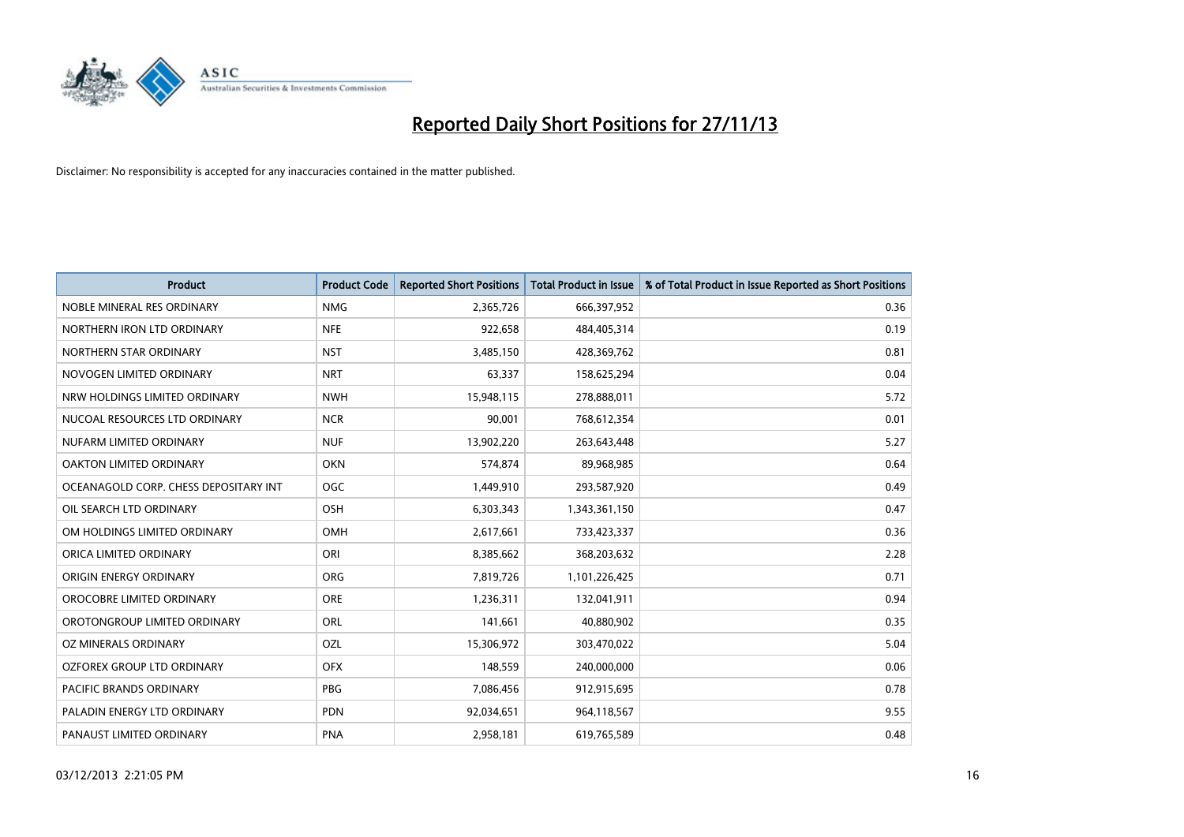# Reported Daily Short Positions for 27/11/13

Disclaimer: No responsibility is accepted for any inaccuracies contained in the matter published.

| Product | Product Code | Reported Short Positions | Total Product in Issue | % of Total Product in Issue Reported as Short Positions |
|---|---|---|---|---|
| NOBLE MINERAL RES ORDINARY | NMG | 2,365,726 | 666,397,952 | 0.36 |
| NORTHERN IRON LTD ORDINARY | NFE | 922,658 | 484,405,314 | 0.19 |
| NORTHERN STAR ORDINARY | NST | 3,485,150 | 428,369,762 | 0.81 |
| NOVOGEN LIMITED ORDINARY | NRT | 63,337 | 158,625,294 | 0.04 |
| NRW HOLDINGS LIMITED ORDINARY | NWH | 15,948,115 | 278,888,011 | 5.72 |
| NUCOAL RESOURCES LTD ORDINARY | NCR | 90,001 | 768,612,354 | 0.01 |
| NUFARM LIMITED ORDINARY | NUF | 13,902,220 | 263,643,448 | 5.27 |
| OAKTON LIMITED ORDINARY | OKN | 574,874 | 89,968,985 | 0.64 |
| OCEANAGOLD CORP. CHESS DEPOSITARY INT | OGC | 1,449,910 | 293,587,920 | 0.49 |
| OIL SEARCH LTD ORDINARY | OSH | 6,303,343 | 1,343,361,150 | 0.47 |
| OM HOLDINGS LIMITED ORDINARY | OMH | 2,617,661 | 733,423,337 | 0.36 |
| ORICA LIMITED ORDINARY | ORI | 8,385,662 | 368,203,632 | 2.28 |
| ORIGIN ENERGY ORDINARY | ORG | 7,819,726 | 1,101,226,425 | 0.71 |
| OROCOBRE LIMITED ORDINARY | ORE | 1,236,311 | 132,041,911 | 0.94 |
| OROTONGROUP LIMITED ORDINARY | ORL | 141,661 | 40,880,902 | 0.35 |
| OZ MINERALS ORDINARY | OZL | 15,306,972 | 303,470,022 | 5.04 |
| OZFOREX GROUP LTD ORDINARY | OFX | 148,559 | 240,000,000 | 0.06 |
| PACIFIC BRANDS ORDINARY | PBG | 7,086,456 | 912,915,695 | 0.78 |
| PALADIN ENERGY LTD ORDINARY | PDN | 92,034,651 | 964,118,567 | 9.55 |
| PANAUST LIMITED ORDINARY | PNA | 2,958,181 | 619,765,589 | 0.48 |

03/12/2013 2:21:05 PM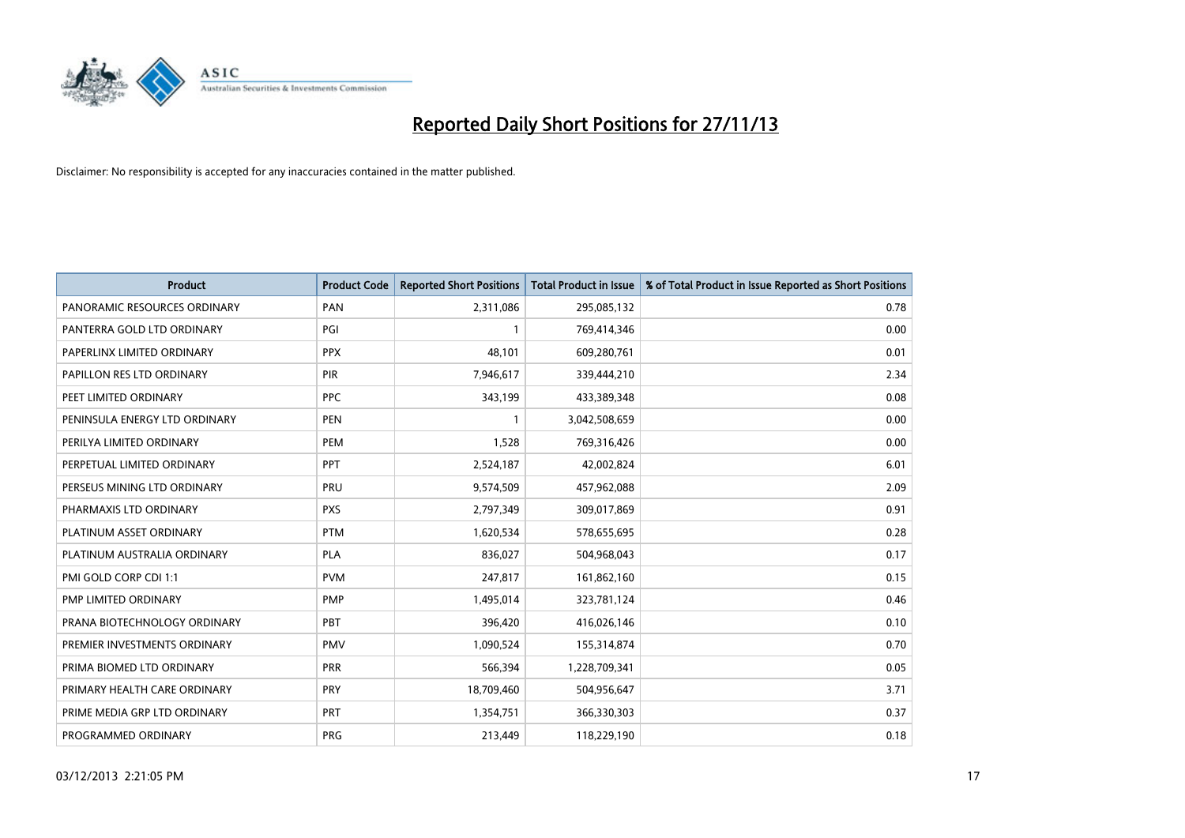# Reported Daily Short Positions for 27/11/13

Disclaimer: No responsibility is accepted for any inaccuracies contained in the matter published.

| Product | Product Code | Reported Short Positions | Total Product in Issue | % of Total Product in Issue Reported as Short Positions |
|---|---|---|---|---|
| PANORAMIC RESOURCES ORDINARY | PAN | 2,311,086 | 295,085,132 | 0.78 |
| PANTERRA GOLD LTD ORDINARY | PGI | 1 | 769,414,346 | 0.00 |
| PAPERLINX LIMITED ORDINARY | PPX | 48,101 | 609,280,761 | 0.01 |
| PAPILLON RES LTD ORDINARY | PIR | 7,946,617 | 339,444,210 | 2.34 |
| PEET LIMITED ORDINARY | PPC | 343,199 | 433,389,348 | 0.08 |
| PENINSULA ENERGY LTD ORDINARY | PEN | 1 | 3,042,508,659 | 0.00 |
| PERILYA LIMITED ORDINARY | PEM | 1,528 | 769,316,426 | 0.00 |
| PERPETUAL LIMITED ORDINARY | PPT | 2,524,187 | 42,002,824 | 6.01 |
| PERSEUS MINING LTD ORDINARY | PRU | 9,574,509 | 457,962,088 | 2.09 |
| PHARMAXIS LTD ORDINARY | PXS | 2,797,349 | 309,017,869 | 0.91 |
| PLATINUM ASSET ORDINARY | PTM | 1,620,534 | 578,655,695 | 0.28 |
| PLATINUM AUSTRALIA ORDINARY | PLA | 836,027 | 504,968,043 | 0.17 |
| PMI GOLD CORP CDI 1:1 | PVM | 247,817 | 161,862,160 | 0.15 |
| PMP LIMITED ORDINARY | PMP | 1,495,014 | 323,781,124 | 0.46 |
| PRANA BIOTECHNOLOGY ORDINARY | PBT | 396,420 | 416,026,146 | 0.10 |
| PREMIER INVESTMENTS ORDINARY | PMV | 1,090,524 | 155,314,874 | 0.70 |
| PRIMA BIOMED LTD ORDINARY | PRR | 566,394 | 1,228,709,341 | 0.05 |
| PRIMARY HEALTH CARE ORDINARY | PRY | 18,709,460 | 504,956,647 | 3.71 |
| PRIME MEDIA GRP LTD ORDINARY | PRT | 1,354,751 | 366,330,303 | 0.37 |
| PROGRAMMED ORDINARY | PRG | 213,449 | 118,229,190 | 0.18 |

03/12/2013 2:21:05 PM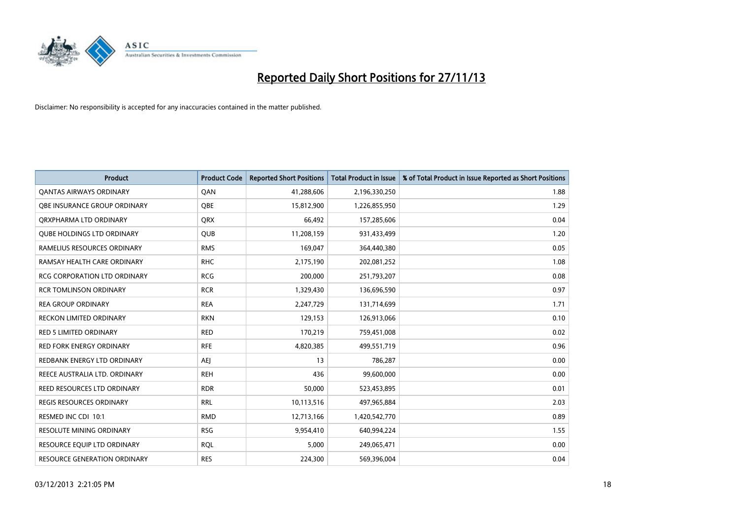# Reported Daily Short Positions for 27/11/13

Disclaimer: No responsibility is accepted for any inaccuracies contained in the matter published.

| Product | Product Code | Reported Short Positions | Total Product in Issue | % of Total Product in Issue Reported as Short Positions |
|---|---|---|---|---|
| QANTAS AIRWAYS ORDINARY | QAN | 41,288,606 | 2,196,330,250 | 1.88 |
| QBE INSURANCE GROUP ORDINARY | QBE | 15,812,900 | 1,226,855,950 | 1.29 |
| QRXPHARMA LTD ORDINARY | QRX | 66,492 | 157,285,606 | 0.04 |
| QUBE HOLDINGS LTD ORDINARY | QUB | 11,208,159 | 931,433,499 | 1.20 |
| RAMELIUS RESOURCES ORDINARY | RMS | 169,047 | 364,440,380 | 0.05 |
| RAMSAY HEALTH CARE ORDINARY | RHC | 2,175,190 | 202,081,252 | 1.08 |
| RCG CORPORATION LTD ORDINARY | RCG | 200,000 | 251,793,207 | 0.08 |
| RCR TOMLINSON ORDINARY | RCR | 1,329,430 | 136,696,590 | 0.97 |
| REA GROUP ORDINARY | REA | 2,247,729 | 131,714,699 | 1.71 |
| RECKON LIMITED ORDINARY | RKN | 129,153 | 126,913,066 | 0.10 |
| RED 5 LIMITED ORDINARY | RED | 170,219 | 759,451,008 | 0.02 |
| RED FORK ENERGY ORDINARY | RFE | 4,820,385 | 499,551,719 | 0.96 |
| REDBANK ENERGY LTD ORDINARY | AEJ | 13 | 786,287 | 0.00 |
| REECE AUSTRALIA LTD. ORDINARY | REH | 436 | 99,600,000 | 0.00 |
| REED RESOURCES LTD ORDINARY | RDR | 50,000 | 523,453,895 | 0.01 |
| REGIS RESOURCES ORDINARY | RRL | 10,113,516 | 497,965,884 | 2.03 |
| RESMED INC CDI 10:1 | RMD | 12,713,166 | 1,420,542,770 | 0.89 |
| RESOLUTE MINING ORDINARY | RSG | 9,954,410 | 640,994,224 | 1.55 |
| RESOURCE EQUIP LTD ORDINARY | RQL | 5,000 | 249,065,471 | 0.00 |
| RESOURCE GENERATION ORDINARY | RES | 224,300 | 569,396,004 | 0.04 |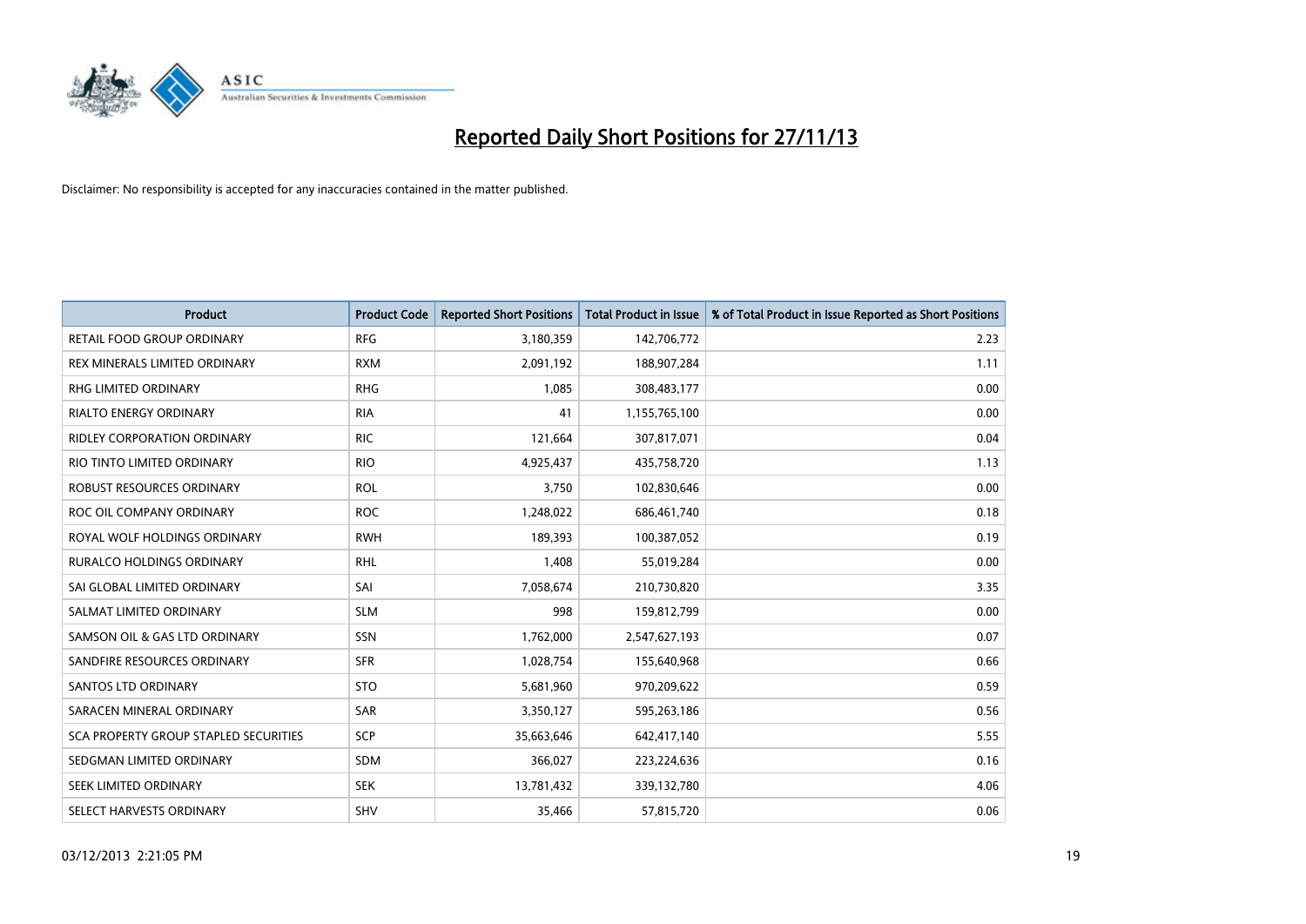# Reported Daily Short Positions for 27/11/13

Disclaimer: No responsibility is accepted for any inaccuracies contained in the matter published.

| Product | Product Code | Reported Short Positions | Total Product in Issue | % of Total Product in Issue Reported as Short Positions |
|---|---|---|---|---|
| RETAIL FOOD GROUP ORDINARY | RFG | 3,180,359 | 142,706,772 | 2.23 |
| REX MINERALS LIMITED ORDINARY | RXM | 2,091,192 | 188,907,284 | 1.11 |
| RHG LIMITED ORDINARY | RHG | 1,085 | 308,483,177 | 0.00 |
| RIALTO ENERGY ORDINARY | RIA | 41 | 1,155,765,100 | 0.00 |
| RIDLEY CORPORATION ORDINARY | RIC | 121,664 | 307,817,071 | 0.04 |
| RIO TINTO LIMITED ORDINARY | RIO | 4,925,437 | 435,758,720 | 1.13 |
| ROBUST RESOURCES ORDINARY | ROL | 3,750 | 102,830,646 | 0.00 |
| ROC OIL COMPANY ORDINARY | ROC | 1,248,022 | 686,461,740 | 0.18 |
| ROYAL WOLF HOLDINGS ORDINARY | RWH | 189,393 | 100,387,052 | 0.19 |
| RURALCO HOLDINGS ORDINARY | RHL | 1,408 | 55,019,284 | 0.00 |
| SAI GLOBAL LIMITED ORDINARY | SAI | 7,058,674 | 210,730,820 | 3.35 |
| SALMAT LIMITED ORDINARY | SLM | 998 | 159,812,799 | 0.00 |
| SAMSON OIL & GAS LTD ORDINARY | SSN | 1,762,000 | 2,547,627,193 | 0.07 |
| SANDFIRE RESOURCES ORDINARY | SFR | 1,028,754 | 155,640,968 | 0.66 |
| SANTOS LTD ORDINARY | STO | 5,681,960 | 970,209,622 | 0.59 |
| SARACEN MINERAL ORDINARY | SAR | 3,350,127 | 595,263,186 | 0.56 |
| SCA PROPERTY GROUP STAPLED SECURITIES | SCP | 35,663,646 | 642,417,140 | 5.55 |
| SEDGMAN LIMITED ORDINARY | SDM | 366,027 | 223,224,636 | 0.16 |
| SEEK LIMITED ORDINARY | SEK | 13,781,432 | 339,132,780 | 4.06 |
| SELECT HARVESTS ORDINARY | SHV | 35,466 | 57,815,720 | 0.06 |

03/12/2013 2:21:05 PM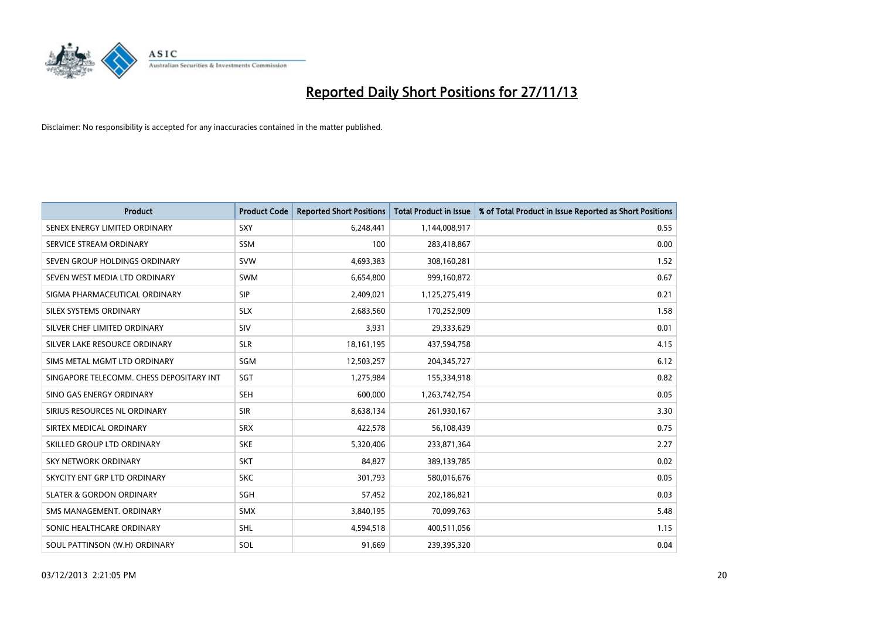# Reported Daily Short Positions for 27/11/13

Disclaimer: No responsibility is accepted for any inaccuracies contained in the matter published.

| Product | Product Code | Reported Short Positions | Total Product in Issue | % of Total Product in Issue Reported as Short Positions |
|---|---|---|---|---|
| SENEX ENERGY LIMITED ORDINARY | SXY | 6,248,441 | 1,144,008,917 | 0.55 |
| SERVICE STREAM ORDINARY | SSM | 100 | 283,418,867 | 0.00 |
| SEVEN GROUP HOLDINGS ORDINARY | SVW | 4,693,383 | 308,160,281 | 1.52 |
| SEVEN WEST MEDIA LTD ORDINARY | SWM | 6,654,800 | 999,160,872 | 0.67 |
| SIGMA PHARMACEUTICAL ORDINARY | SIP | 2,409,021 | 1,125,275,419 | 0.21 |
| SILEX SYSTEMS ORDINARY | SLX | 2,683,560 | 170,252,909 | 1.58 |
| SILVER CHEF LIMITED ORDINARY | SIV | 3,931 | 29,333,629 | 0.01 |
| SILVER LAKE RESOURCE ORDINARY | SLR | 18,161,195 | 437,594,758 | 4.15 |
| SIMS METAL MGMT LTD ORDINARY | SGM | 12,503,257 | 204,345,727 | 6.12 |
| SINGAPORE TELECOMM. CHESS DEPOSITARY INT | SGT | 1,275,984 | 155,334,918 | 0.82 |
| SINO GAS ENERGY ORDINARY | SEH | 600,000 | 1,263,742,754 | 0.05 |
| SIRIUS RESOURCES NL ORDINARY | SIR | 8,638,134 | 261,930,167 | 3.30 |
| SIRTEX MEDICAL ORDINARY | SRX | 422,578 | 56,108,439 | 0.75 |
| SKILLED GROUP LTD ORDINARY | SKE | 5,320,406 | 233,871,364 | 2.27 |
| SKY NETWORK ORDINARY | SKT | 84,827 | 389,139,785 | 0.02 |
| SKYCITY ENT GRP LTD ORDINARY | SKC | 301,793 | 580,016,676 | 0.05 |
| SLATER & GORDON ORDINARY | SGH | 57,452 | 202,186,821 | 0.03 |
| SMS MANAGEMENT. ORDINARY | SMX | 3,840,195 | 70,099,763 | 5.48 |
| SONIC HEALTHCARE ORDINARY | SHL | 4,594,518 | 400,511,056 | 1.15 |
| SOUL PATTINSON (W.H) ORDINARY | SOL | 91,669 | 239,395,320 | 0.04 |

03/12/2013 2:21:05 PM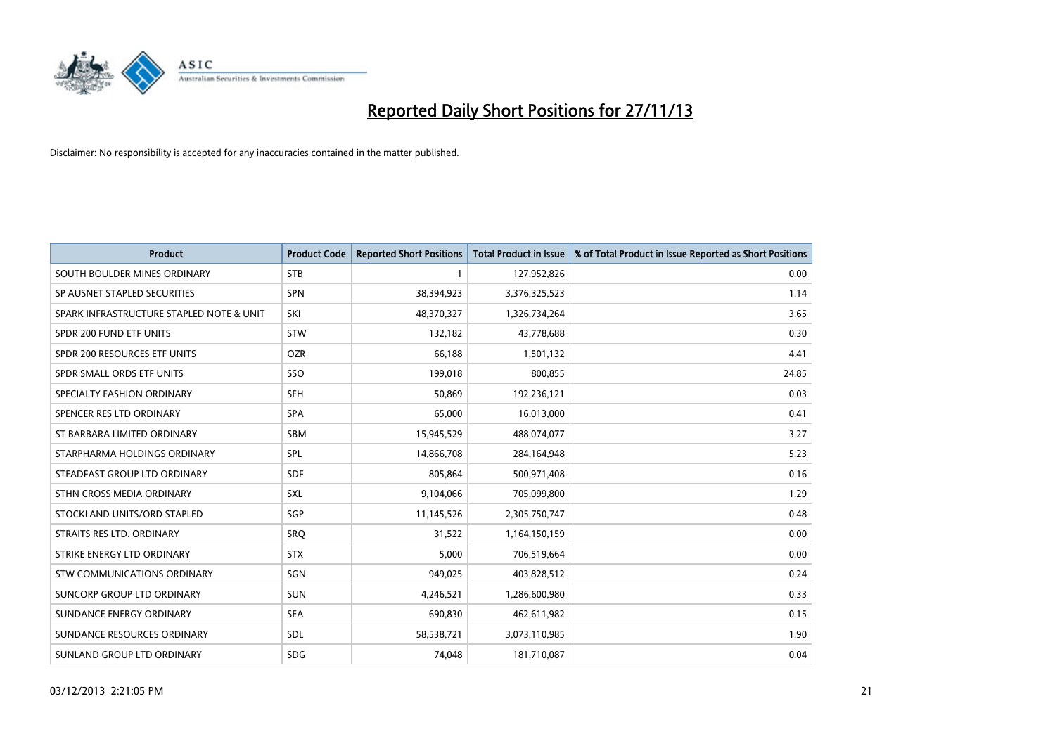# Reported Daily Short Positions for 27/11/13

Disclaimer: No responsibility is accepted for any inaccuracies contained in the matter published.

| Product | Product Code | Reported Short Positions | Total Product in Issue | % of Total Product in Issue Reported as Short Positions |
|---|---|---|---|---|
| SOUTH BOULDER MINES ORDINARY | STB | 1 | 127,952,826 | 0.00 |
| SP AUSNET STAPLED SECURITIES | SPN | 38,394,923 | 3,376,325,523 | 1.14 |
| SPARK INFRASTRUCTURE STAPLED NOTE & UNIT | SKI | 48,370,327 | 1,326,734,264 | 3.65 |
| SPDR 200 FUND ETF UNITS | STW | 132,182 | 43,778,688 | 0.30 |
| SPDR 200 RESOURCES ETF UNITS | OZR | 66,188 | 1,501,132 | 4.41 |
| SPDR SMALL ORDS ETF UNITS | SSO | 199,018 | 800,855 | 24.85 |
| SPECIALTY FASHION ORDINARY | SFH | 50,869 | 192,236,121 | 0.03 |
| SPENCER RES LTD ORDINARY | SPA | 65,000 | 16,013,000 | 0.41 |
| ST BARBARA LIMITED ORDINARY | SBM | 15,945,529 | 488,074,077 | 3.27 |
| STARPHARMA HOLDINGS ORDINARY | SPL | 14,866,708 | 284,164,948 | 5.23 |
| STEADFAST GROUP LTD ORDINARY | SDF | 805,864 | 500,971,408 | 0.16 |
| STHN CROSS MEDIA ORDINARY | SXL | 9,104,066 | 705,099,800 | 1.29 |
| STOCKLAND UNITS/ORD STAPLED | SGP | 11,145,526 | 2,305,750,747 | 0.48 |
| STRAITS RES LTD. ORDINARY | SRQ | 31,522 | 1,164,150,159 | 0.00 |
| STRIKE ENERGY LTD ORDINARY | STX | 5,000 | 706,519,664 | 0.00 |
| STW COMMUNICATIONS ORDINARY | SGN | 949,025 | 403,828,512 | 0.24 |
| SUNCORP GROUP LTD ORDINARY | SUN | 4,246,521 | 1,286,600,980 | 0.33 |
| SUNDANCE ENERGY ORDINARY | SEA | 690,830 | 462,611,982 | 0.15 |
| SUNDANCE RESOURCES ORDINARY | SDL | 58,538,721 | 3,073,110,985 | 1.90 |
| SUNLAND GROUP LTD ORDINARY | SDG | 74,048 | 181,710,087 | 0.04 |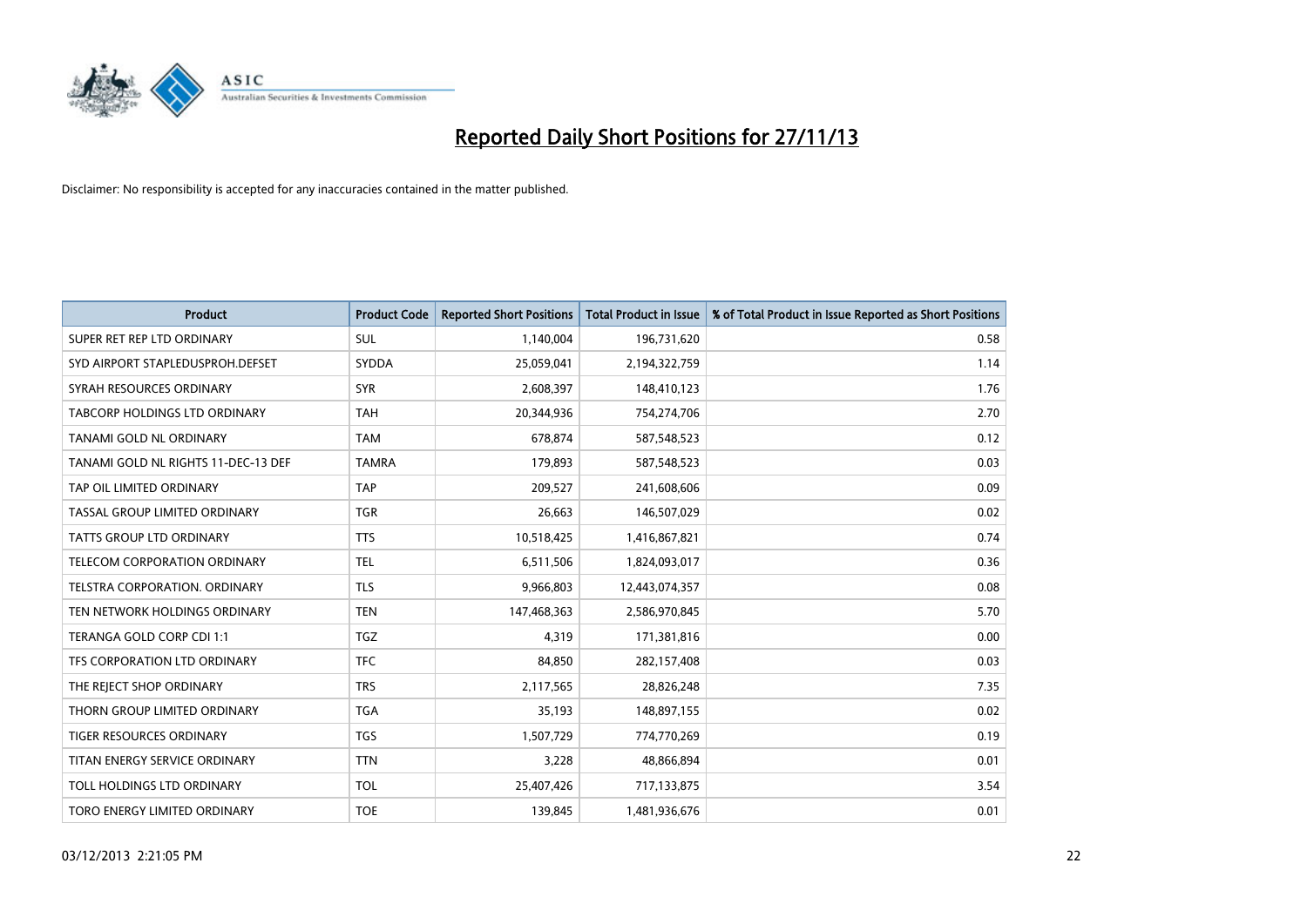# Reported Daily Short Positions for 27/11/13

Disclaimer: No responsibility is accepted for any inaccuracies contained in the matter published.

| Product | Product Code | Reported Short Positions | Total Product in Issue | % of Total Product in Issue Reported as Short Positions |
|---|---|---|---|---|
| SUPER RET REP LTD ORDINARY | SUL | 1,140,004 | 196,731,620 | 0.58 |
| SYD AIRPORT STAPLEDUSPROH.DEFSET | SYDDA | 25,059,041 | 2,194,322,759 | 1.14 |
| SYRAH RESOURCES ORDINARY | SYR | 2,608,397 | 148,410,123 | 1.76 |
| TABCORP HOLDINGS LTD ORDINARY | TAH | 20,344,936 | 754,274,706 | 2.70 |
| TANAMI GOLD NL ORDINARY | TAM | 678,874 | 587,548,523 | 0.12 |
| TANAMI GOLD NL RIGHTS 11-DEC-13 DEF | TAMRA | 179,893 | 587,548,523 | 0.03 |
| TAP OIL LIMITED ORDINARY | TAP | 209,527 | 241,608,606 | 0.09 |
| TASSAL GROUP LIMITED ORDINARY | TGR | 26,663 | 146,507,029 | 0.02 |
| TATTS GROUP LTD ORDINARY | TTS | 10,518,425 | 1,416,867,821 | 0.74 |
| TELECOM CORPORATION ORDINARY | TEL | 6,511,506 | 1,824,093,017 | 0.36 |
| TELSTRA CORPORATION. ORDINARY | TLS | 9,966,803 | 12,443,074,357 | 0.08 |
| TEN NETWORK HOLDINGS ORDINARY | TEN | 147,468,363 | 2,586,970,845 | 5.70 |
| TERANGA GOLD CORP CDI 1:1 | TGZ | 4,319 | 171,381,816 | 0.00 |
| TFS CORPORATION LTD ORDINARY | TFC | 84,850 | 282,157,408 | 0.03 |
| THE REJECT SHOP ORDINARY | TRS | 2,117,565 | 28,826,248 | 7.35 |
| THORN GROUP LIMITED ORDINARY | TGA | 35,193 | 148,897,155 | 0.02 |
| TIGER RESOURCES ORDINARY | TGS | 1,507,729 | 774,770,269 | 0.19 |
| TITAN ENERGY SERVICE ORDINARY | TTN | 3,228 | 48,866,894 | 0.01 |
| TOLL HOLDINGS LTD ORDINARY | TOL | 25,407,426 | 717,133,875 | 3.54 |
| TORO ENERGY LIMITED ORDINARY | TOE | 139,845 | 1,481,936,676 | 0.01 |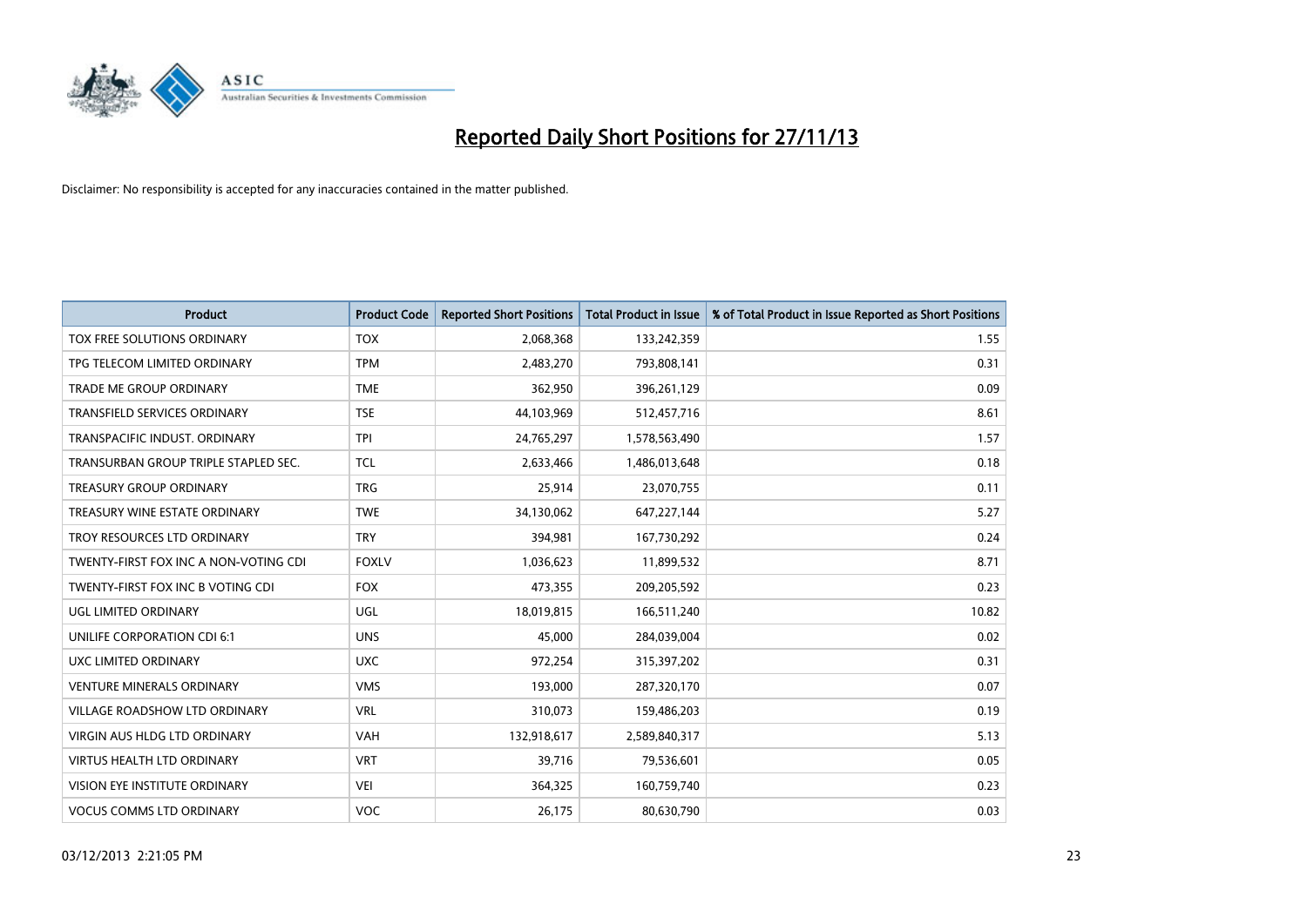# Reported Daily Short Positions for 27/11/13

Disclaimer: No responsibility is accepted for any inaccuracies contained in the matter published.

| Product | Product Code | Reported Short Positions | Total Product in Issue | % of Total Product in Issue Reported as Short Positions |
|---|---|---|---|---|
| TOX FREE SOLUTIONS ORDINARY | TOX | 2,068,368 | 133,242,359 | 1.55 |
| TPG TELECOM LIMITED ORDINARY | TPM | 2,483,270 | 793,808,141 | 0.31 |
| TRADE ME GROUP ORDINARY | TME | 362,950 | 396,261,129 | 0.09 |
| TRANSFIELD SERVICES ORDINARY | TSE | 44,103,969 | 512,457,716 | 8.61 |
| TRANSPACIFIC INDUST. ORDINARY | TPI | 24,765,297 | 1,578,563,490 | 1.57 |
| TRANSURBAN GROUP TRIPLE STAPLED SEC. | TCL | 2,633,466 | 1,486,013,648 | 0.18 |
| TREASURY GROUP ORDINARY | TRG | 25,914 | 23,070,755 | 0.11 |
| TREASURY WINE ESTATE ORDINARY | TWE | 34,130,062 | 647,227,144 | 5.27 |
| TROY RESOURCES LTD ORDINARY | TRY | 394,981 | 167,730,292 | 0.24 |
| TWENTY-FIRST FOX INC A NON-VOTING CDI | FOXLV | 1,036,623 | 11,899,532 | 8.71 |
| TWENTY-FIRST FOX INC B VOTING CDI | FOX | 473,355 | 209,205,592 | 0.23 |
| UGL LIMITED ORDINARY | UGL | 18,019,815 | 166,511,240 | 10.82 |
| UNILIFE CORPORATION CDI 6:1 | UNS | 45,000 | 284,039,004 | 0.02 |
| UXC LIMITED ORDINARY | UXC | 972,254 | 315,397,202 | 0.31 |
| VENTURE MINERALS ORDINARY | VMS | 193,000 | 287,320,170 | 0.07 |
| VILLAGE ROADSHOW LTD ORDINARY | VRL | 310,073 | 159,486,203 | 0.19 |
| VIRGIN AUS HLDG LTD ORDINARY | VAH | 132,918,617 | 2,589,840,317 | 5.13 |
| VIRTUS HEALTH LTD ORDINARY | VRT | 39,716 | 79,536,601 | 0.05 |
| VISION EYE INSTITUTE ORDINARY | VEI | 364,325 | 160,759,740 | 0.23 |
| VOCUS COMMS LTD ORDINARY | VOC | 26,175 | 80,630,790 | 0.03 |

03/12/2013 2:21:05 PM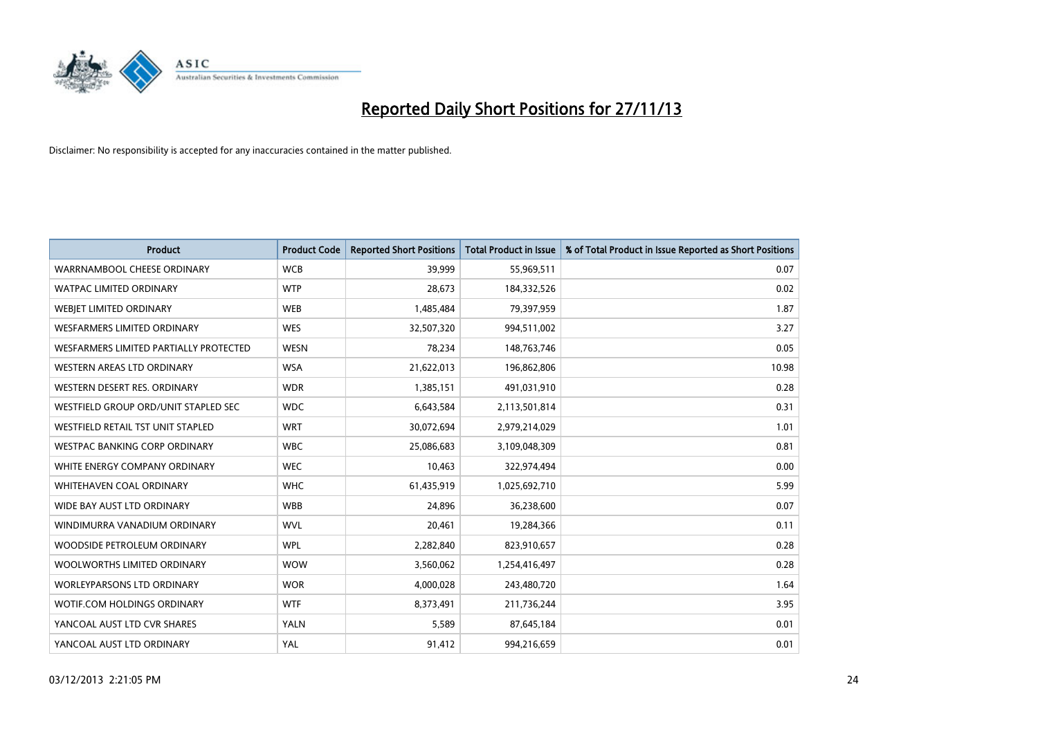# Reported Daily Short Positions for 27/11/13

Disclaimer: No responsibility is accepted for any inaccuracies contained in the matter published.

| Product | Product Code | Reported Short Positions | Total Product in Issue | % of Total Product in Issue Reported as Short Positions |
|---|---|---|---|---|
| WARRNAMBOOL CHEESE ORDINARY | WCB | 39,999 | 55,969,511 | 0.07 |
| WATPAC LIMITED ORDINARY | WTP | 28,673 | 184,332,526 | 0.02 |
| WEBJET LIMITED ORDINARY | WEB | 1,485,484 | 79,397,959 | 1.87 |
| WESFARMERS LIMITED ORDINARY | WES | 32,507,320 | 994,511,002 | 3.27 |
| WESFARMERS LIMITED PARTIALLY PROTECTED | WESN | 78,234 | 148,763,746 | 0.05 |
| WESTERN AREAS LTD ORDINARY | WSA | 21,622,013 | 196,862,806 | 10.98 |
| WESTERN DESERT RES. ORDINARY | WDR | 1,385,151 | 491,031,910 | 0.28 |
| WESTFIELD GROUP ORD/UNIT STAPLED SEC | WDC | 6,643,584 | 2,113,501,814 | 0.31 |
| WESTFIELD RETAIL TST UNIT STAPLED | WRT | 30,072,694 | 2,979,214,029 | 1.01 |
| WESTPAC BANKING CORP ORDINARY | WBC | 25,086,683 | 3,109,048,309 | 0.81 |
| WHITE ENERGY COMPANY ORDINARY | WEC | 10,463 | 322,974,494 | 0.00 |
| WHITEHAVEN COAL ORDINARY | WHC | 61,435,919 | 1,025,692,710 | 5.99 |
| WIDE BAY AUST LTD ORDINARY | WBB | 24,896 | 36,238,600 | 0.07 |
| WINDIMURRA VANADIUM ORDINARY | WVL | 20,461 | 19,284,366 | 0.11 |
| WOODSIDE PETROLEUM ORDINARY | WPL | 2,282,840 | 823,910,657 | 0.28 |
| WOOLWORTHS LIMITED ORDINARY | WOW | 3,560,062 | 1,254,416,497 | 0.28 |
| WORLEYPARSONS LTD ORDINARY | WOR | 4,000,028 | 243,480,720 | 1.64 |
| WOTIF.COM HOLDINGS ORDINARY | WTF | 8,373,491 | 211,736,244 | 3.95 |
| YANCOAL AUST LTD CVR SHARES | YALN | 5,589 | 87,645,184 | 0.01 |
| YANCOAL AUST LTD ORDINARY | YAL | 91,412 | 994,216,659 | 0.01 |

03/12/2013 2:21:05 PM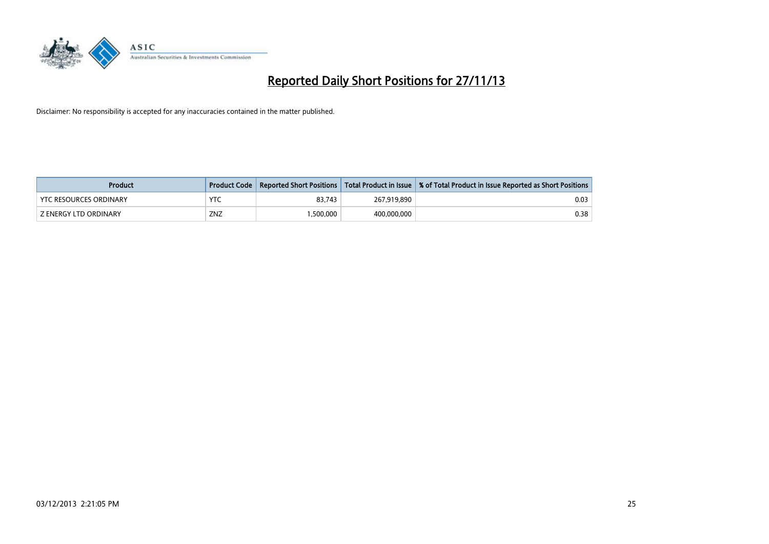# Reported Daily Short Positions for 27/11/13

Disclaimer: No responsibility is accepted for any inaccuracies contained in the matter published.

| Product | Product Code | Reported Short Positions | Total Product in Issue | % of Total Product in Issue Reported as Short Positions |
|---|---|---|---|---|
| YTC RESOURCES ORDINARY | YTC | 83,743 | 267,919,890 | 0.03 |
| Z ENERGY LTD ORDINARY | ZNZ | 1,500,000 | 400,000,000 | 0.38 |

03/12/2013 2:21:05 PM